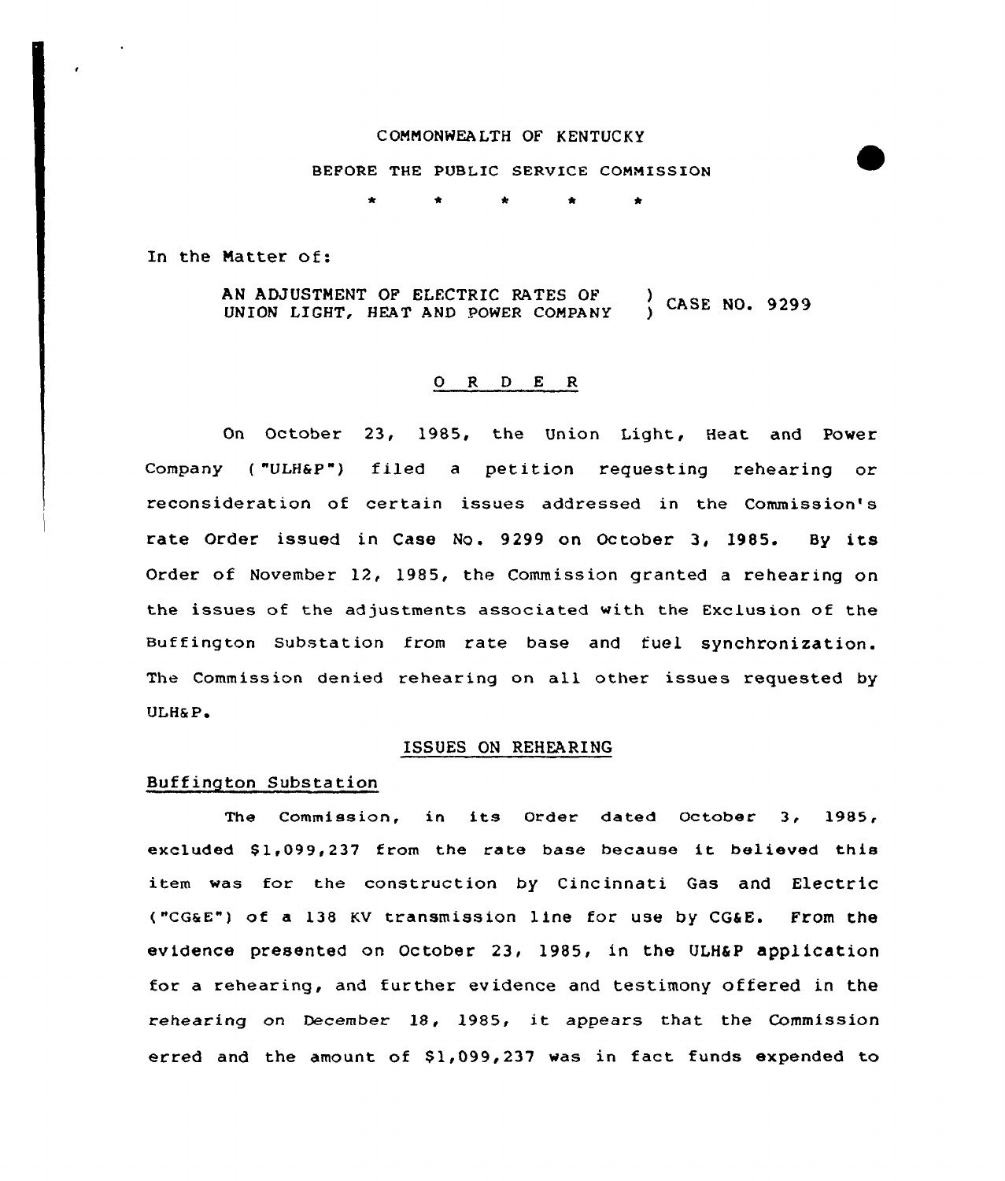COMMONWEALTH OF KENTUCKY

BEFORE THE PUBLIC SERVICE COMMISSION

\* \* \* \* \*

In the Matter of:

AN ADJUSTMENT OF ELECTRIC RATES OF UNION LIGHT, HEAT AND POWER COMPANY ) CASE NO. 9299

## O R D E R

On October 23, 1985, the Union Light, Heat and Power Company ("ULH&P") filed a petition requesting rehearing or reconsideration of certain issues addressed in the Commission's rate Order issued in Case No. 9299 on October 3, 1985. By its Order of November 12, 1985, the Commission granted a rehearing on the issues of the adjustments associated with the Exclusion of the Buffington Substation from rate base and fuel synchronization. The Commission denied rehearing on all other issues requested by ULH&P.

## ISSUES ON REHEARING

### Buffington Substation

The Commission, in its Order dated October 3, 1985, excluded $1,099,237 from the rate base because it believed this item was for the construction by Cincinnati Gas and Electric ("CG&E") of a 138 KV transmission line for use by CG&E. From the evidence presented on October 23, 1985, in the ULH&P application for a rehearing, and further evidence and testimony offered in the rehearing on December 18, 1985, it appears that the Commission erred and the amount of $1,099,237 was in fact funds expended to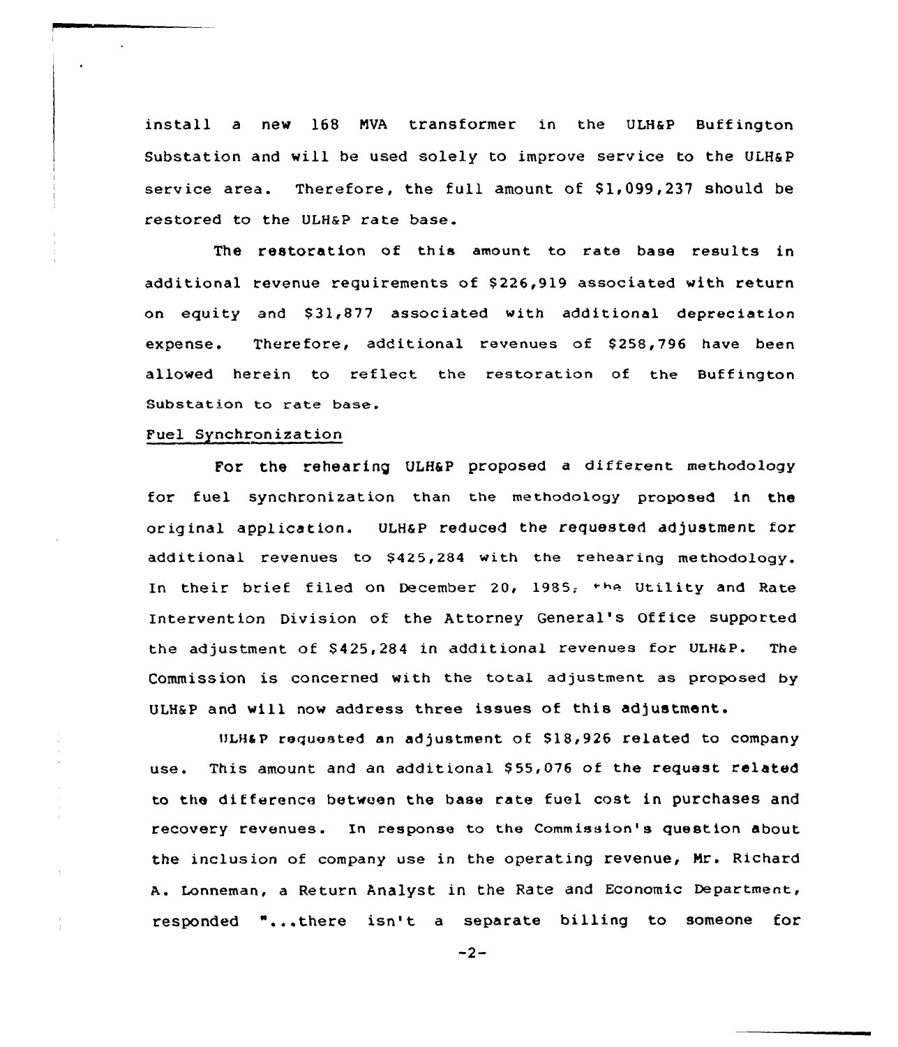install a new 168 MVA transformer in the ULH&P Buffington Substation and will be used solely to improve service to the ULH&P service area. Therefore, the full amount of $1,099,237 should be restored to the ULH&P rate base.

The restoration of this amount to rate base results in additional revenue requirements of $226,919 associated with return on equity and $31,877 associated with additional depreciation expense. Therefore, additional revenues of $258,796 have been allowed herein to reflect the restoration of the Buffington Substation to rate base.

Fuel Synchronization

For the rehearing ULH&P proposed a different methodology for fuel synchronization than the methodology proposed in the original application. ULH&P reduced the requested adjustment for additional revenues to $425,284 with the rehearing methodology. In their brief filed on December 20, 1985, the Utility and Rate Intervention Division of the Attorney General's Office supported the adjustment of $425,284 in additional revenues for ULH&P. The Commission is concerned with the total adjustment as proposed by ULH&P and will now address three issues of this adjustment.

ULH&P requested an adjustment of $18,926 related to company use. This amount and an additional $55,076 of the request related to the difference between the base rate fuel cost in purchases and recovery revenues. In response to the Commission's question about the inclusion of company use in the operating revenue, Mr. Richard A. Lonneman, a Return Analyst in the Rate and Economic Department, responded "...there isn't a separate billing to someone for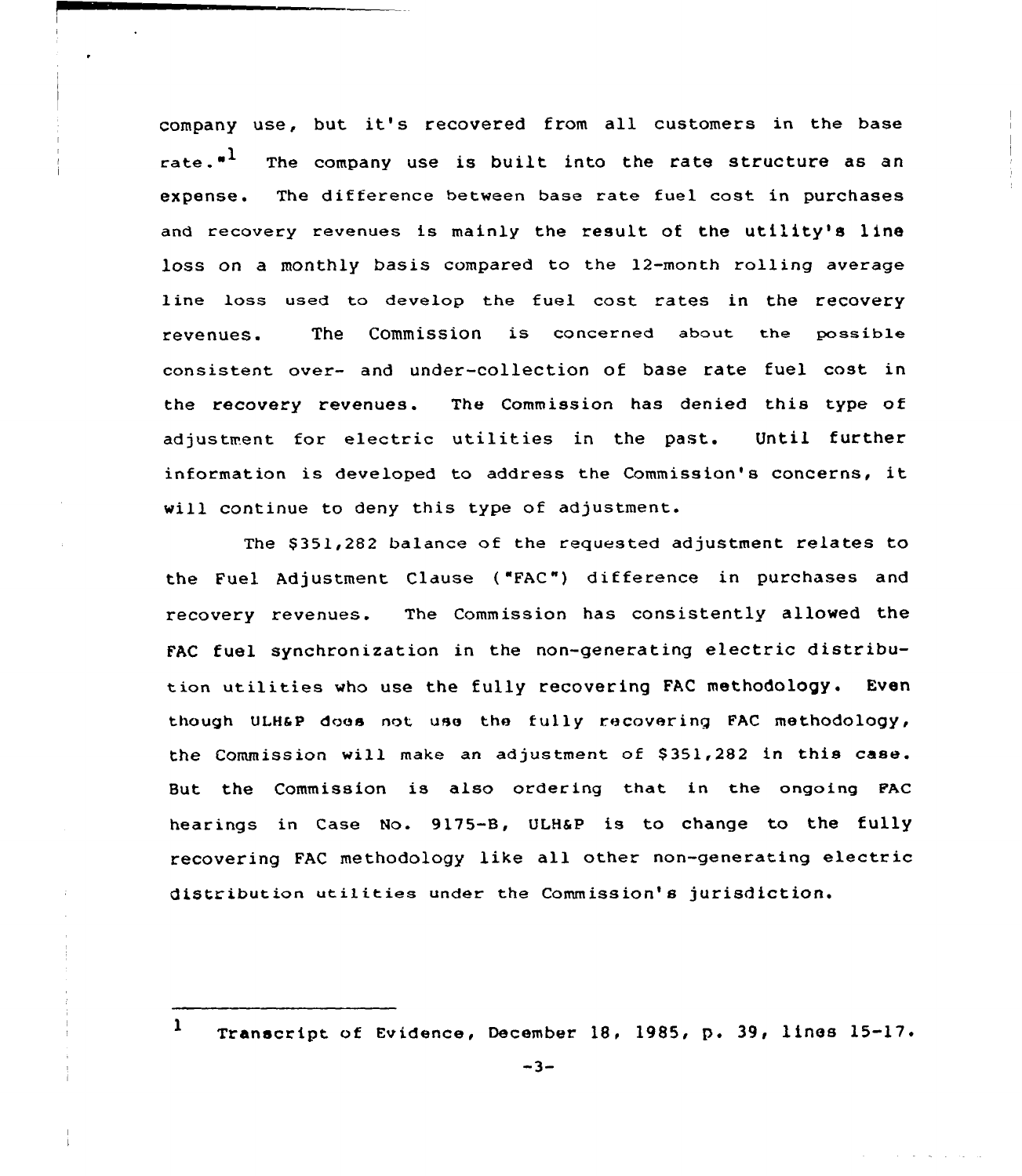company use, but it's recovered from all customers in the base rate."[1] The company use is built into the rate structure as an expense. The difference between base rate fuel cost in purchases and recovery revenues is mainly the result of the utility's line loss on a monthly basis compared to the 12-month rolling average line loss used to develop the fuel cost rates in the recovery revenues. The Commission is concerned about the possible consistent over- and under-collection of base rate fuel cost in the recovery revenues. The Commission has denied this type of adjustment for electric utilities in the past. Until further information is developed to address the Commission's concerns, it will continue to deny this type of adjustment.

The $351,282 balance of the requested adjustment relates to the Fuel Adjustment Clause ("FAC") difference in purchases and recovery revenues. The Commission has consistently allowed the FAC fuel synchronization in the non-generating electric distribution utilities who use the fully recovering FAC methodology. Even though ULH&P does not use the fully recovering FAC methodology, the Commission will make an adjustment of $351,282 in this case. But the Commission is also ordering that in the ongoing FAC hearings in Case No. 9175-B, ULH&P is to change to the fully recovering FAC methodology like all other non-generating electric distribution utilities under the Commission's jurisdiction.

---

[1] Transcript of Evidence, December 18, 1985, p. 39, lines 15-17.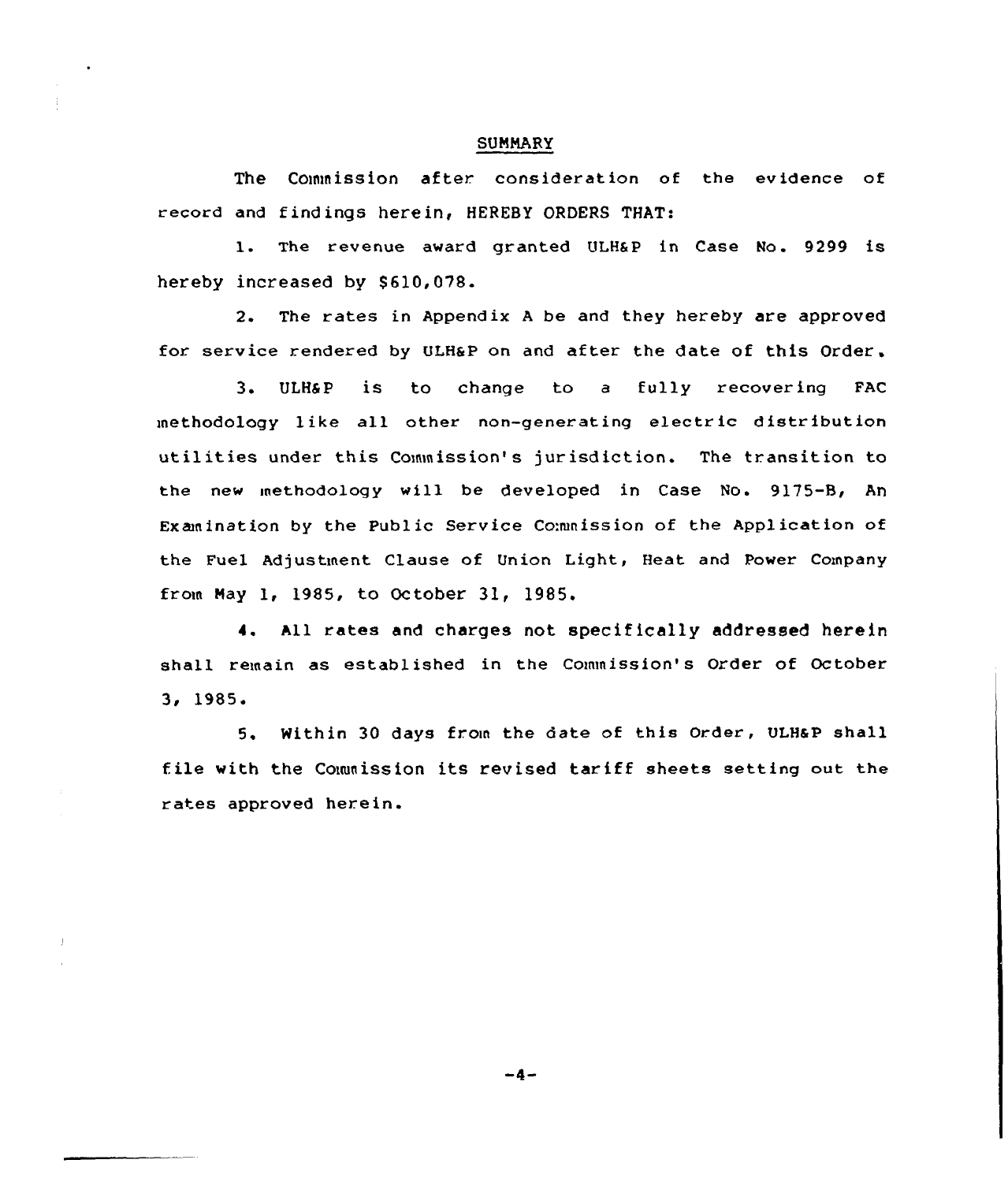## SUMMARY

The Commission after consideration of the evidence of record and findings herein, HEREBY ORDERS THAT:

1. The revenue award granted ULH&P in Case No. 9299 is hereby increased by $610,078.

2. The rates in Appendix A be and they hereby are approved for service rendered by ULH&P on and after the date of this Order.

3. ULH&P is to change to a fully recovering FAC methodology like all other non-generating electric distribution utilities under this Commission's jurisdiction. The transition to the new methodology will be developed in Case No. 9175-B, An Examination by the Public Service Commission of the Application of the Fuel Adjustment Clause of Union Light, Heat and Power Company from May 1, 1985, to October 31, 1985.

4. All rates and charges not specifically addressed herein shall remain as established in the Commission's Order of October 3, 1985.

5. Within 30 days from the date of this Order, ULH&P shall file with the Commission its revised tariff sheets setting out the rates approved herein.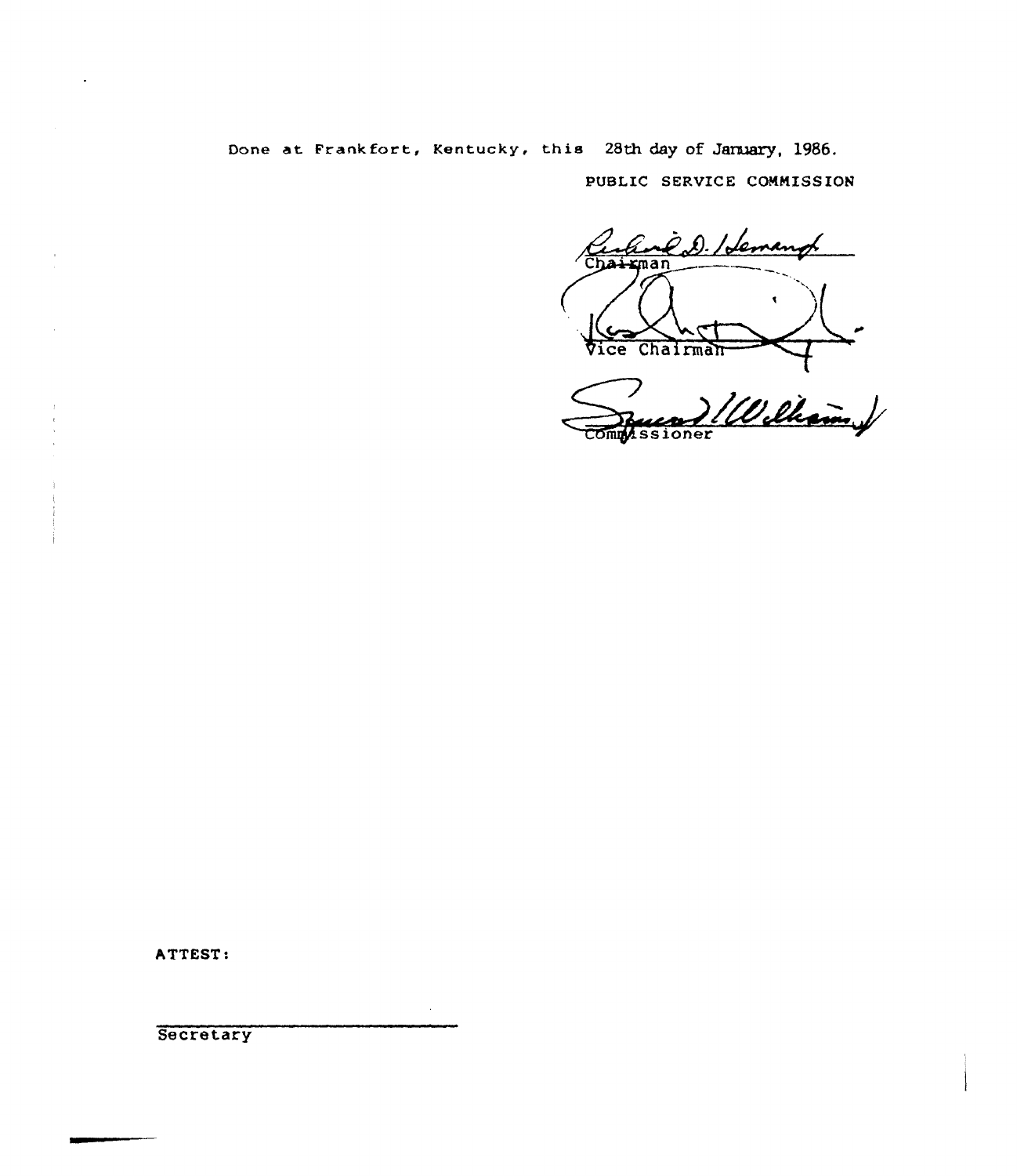Done at Frankfort, Kentucky, this 28th day of January, 1986.

PUBLIC SERVICE COMMISSION

Richard D. Heman

Chairman

Vice Chairman

Edward J. Williams

Commissioner

ATTEST:

Secretary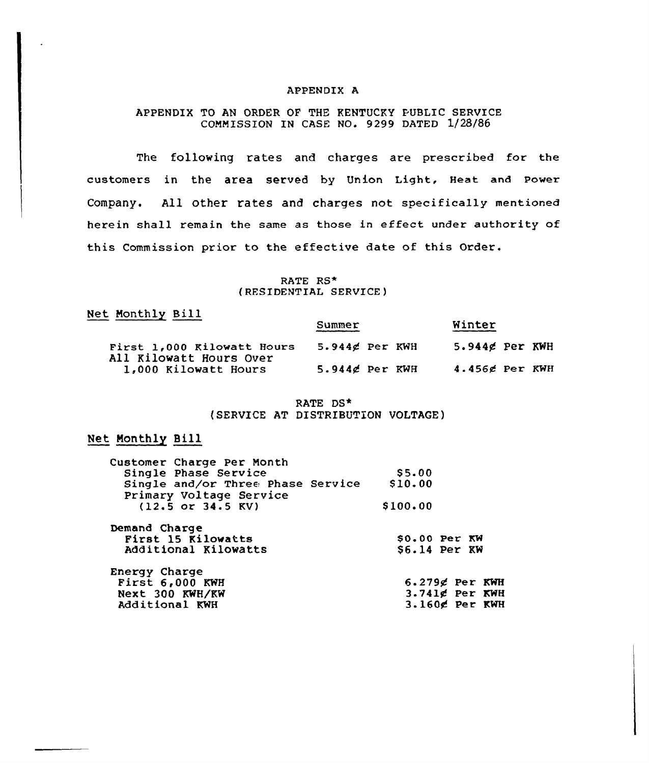# APPENDIX A

## APPENDIX TO AN ORDER OF THE KENTUCKY PUBLIC SERVICE COMMISSION IN CASE NO. 9299 DATED 1/28/86

The following rates and charges are prescribed for the customers in the area served by Union Light, Heat and Power Company. All other rates and charges not specifically mentioned herein shall remain the same as those in effect under authority of this Commission prior to the effective date of this Order.

### RATE RS*
### (RESIDENTIAL SERVICE)

Net Monthly Bill

| | Summer | Winter |
|---|---|---|
| First 1,000 Kilowatt Hours | 5.944¢ Per KWH | 5.944¢ Per KWH |
| All Kilowatt Hours Over 1,000 Kilowatt Hours | 5.944¢ Per KWH | 4.456¢ Per KWH |

### RATE DS*
### (SERVICE AT DISTRIBUTION VOLTAGE)

Net Monthly Bill

| | |
|---|---|
| Customer Charge Per Month | |
| Single Phase Service | $5.00 |
| Single and/or Three Phase Service | $10.00 |
| Primary Voltage Service (12.5 or 34.5 KV) | $100.00 |
| Demand Charge | |
| First 15 Kilowatts | $0.00 Per KW |
| Additional Kilowatts | $6.14 Per KW |
| Energy Charge | |
| First 6,000 KWH | 6.279¢ Per KWH |
| Next 300 KWH/KW | 3.741¢ Per KWH |
| Additional KWH | 3.160¢ Per KWH |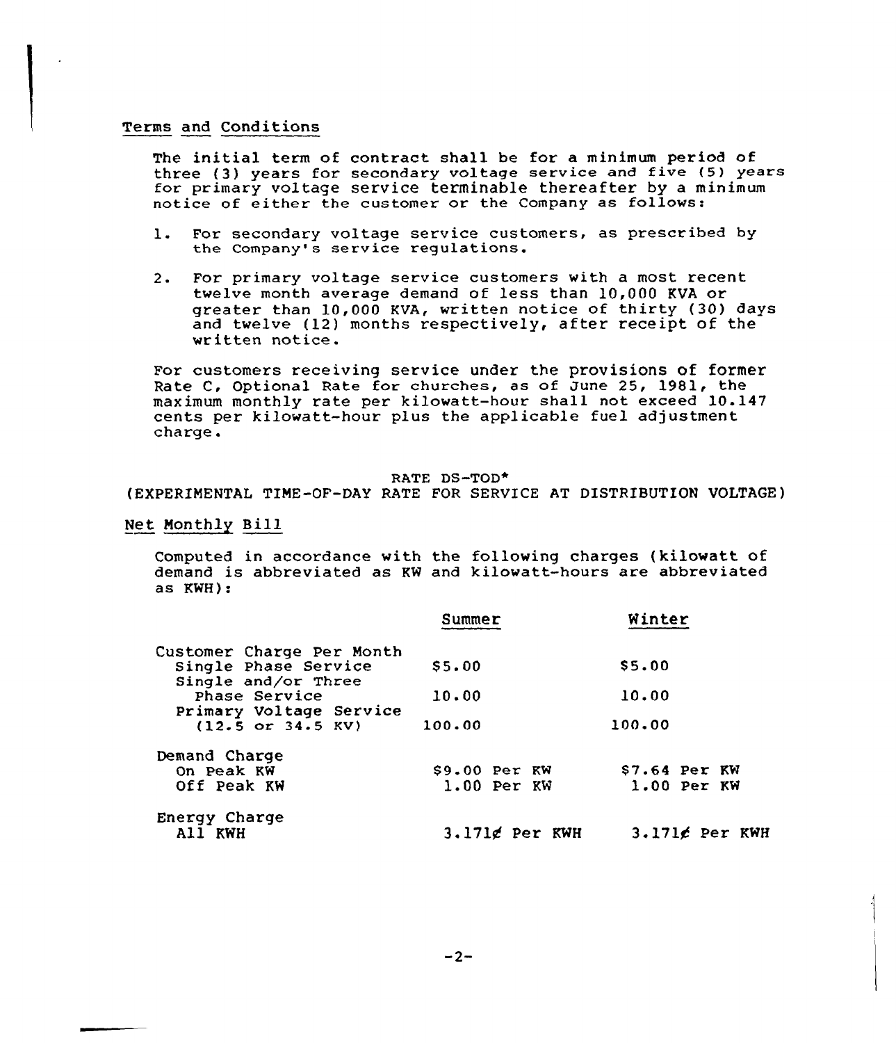## Terms and Conditions

The initial term of contract shall be for a minimum period of three (3) years for secondary voltage service and five (5) years for primary voltage service terminable thereafter by a minimum notice of either the customer or the Company as follows:

1. For secondary voltage service customers, as prescribed by the Company's service regulations.
2. For primary voltage service customers with a most recent twelve month average demand of less than 10,000 KVA or greater than 10,000 KVA, written notice of thirty (30) days and twelve (12) months respectively, after receipt of the written notice.

For customers receiving service under the provisions of former Rate C, Optional Rate for churches, as of June 25, 1981, the maximum monthly rate per kilowatt-hour shall not exceed 10.147 cents per kilowatt-hour plus the applicable fuel adjustment charge.

## RATE DS-TOD*
## (EXPERIMENTAL TIME-OF-DAY RATE FOR SERVICE AT DISTRIBUTION VOLTAGE)

## Net Monthly Bill

Computed in accordance with the following charges (kilowatt of demand is abbreviated as KW and kilowatt-hours are abbreviated as KWH):

| | Summer | Winter |
|---|---|---|
| Customer Charge Per Month | | |
| Single Phase Service | $5.00 | $5.00 |
| Single and/or Three Phase Service | 10.00 | 10.00 |
| Primary Voltage Service (12.5 or 34.5 KV) | 100.00 | 100.00 |
| Demand Charge | | |
| On Peak KW | $9.00 Per KW | $7.64 Per KW |
| Off Peak KW | 1.00 Per KW | 1.00 Per KW |
| Energy Charge | | |
| All KWH | 3.171¢ Per KWH | 3.171¢ Per KWH |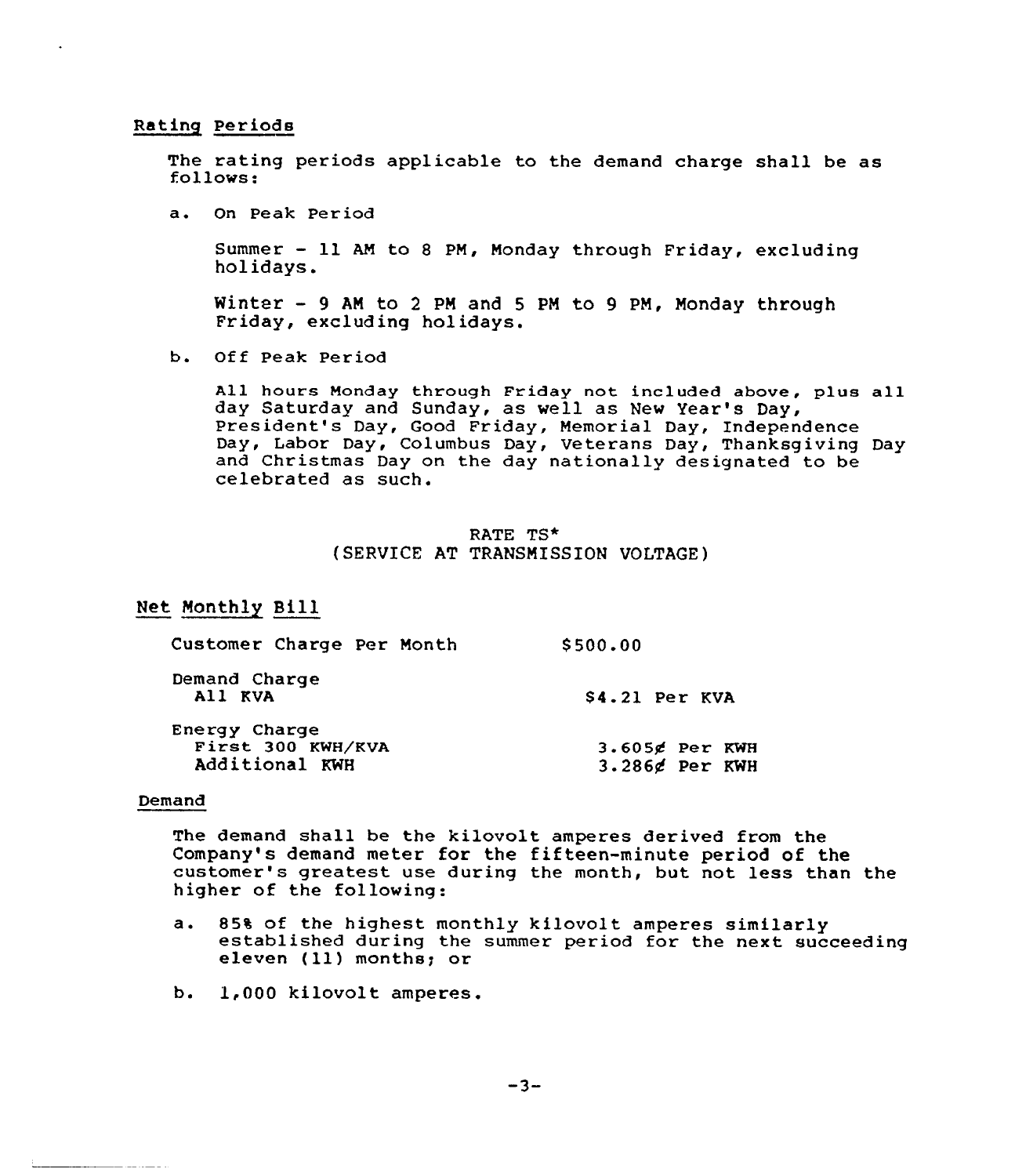Rating Periods

The rating periods applicable to the demand charge shall be as follows:

a. On Peak Period

   Summer - 11 AM to 8 PM, Monday through Friday, excluding holidays.

   Winter - 9 AM to 2 PM and 5 PM to 9 PM, Monday through Friday, excluding holidays.

b. Off Peak Period

   All hours Monday through Friday not included above, plus all day Saturday and Sunday, as well as New Year's Day, President's Day, Good Friday, Memorial Day, Independence Day, Labor Day, Columbus Day, Veterans Day, Thanksgiving Day and Christmas Day on the day nationally designated to be celebrated as such.

RATE TS*
(SERVICE AT TRANSMISSION VOLTAGE)

Net Monthly Bill

| | |
|---|---|
| Customer Charge Per Month | $500.00 |
| Demand Charge | |
| All KVA | $4.21 Per KVA |
| Energy Charge | |
| First 300 KWH/KVA | 3.605¢ Per KWH |
| Additional KWH | 3.286¢ Per KWH |

Demand

The demand shall be the kilovolt amperes derived from the Company's demand meter for the fifteen-minute period of the customer's greatest use during the month, but not less than the higher of the following:

a. 85% of the highest monthly kilovolt amperes similarly established during the summer period for the next succeeding eleven (11) months; or

b. 1,000 kilovolt amperes.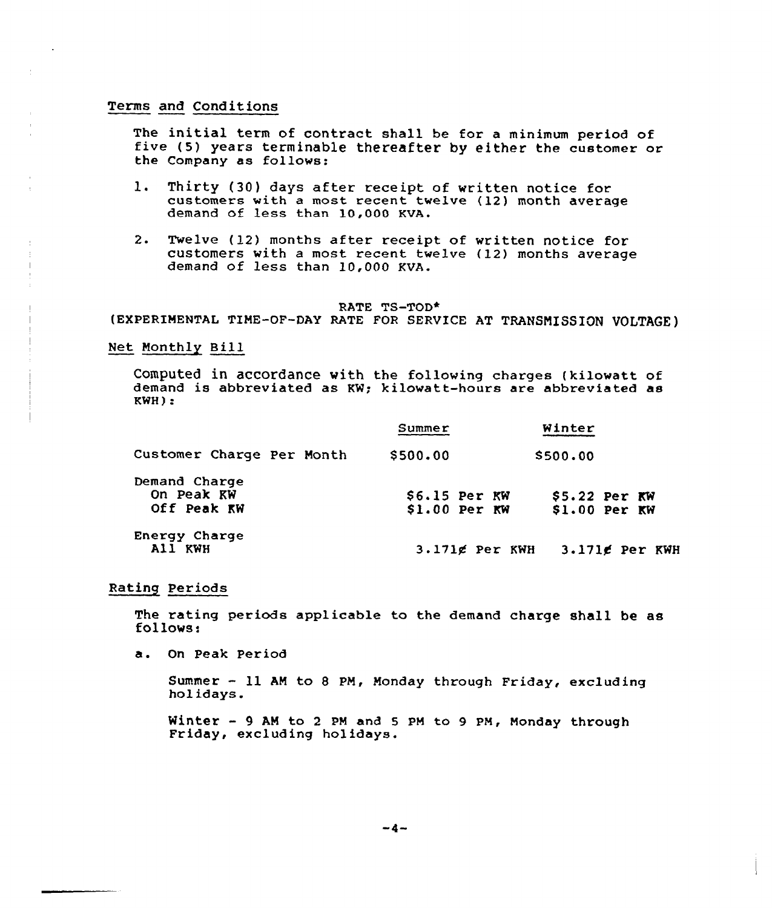## Terms and Conditions

The initial term of contract shall be for a minimum period of five (5) years terminable thereafter by either the customer or the Company as follows:

1. Thirty (30) days after receipt of written notice for customers with a most recent twelve (12) month average demand of less than 10,000 KVA.
2. Twelve (12) months after receipt of written notice for customers with a most recent twelve (12) months average demand of less than 10,000 KVA.

RATE TS-TOD*
(EXPERIMENTAL TIME-OF-DAY RATE FOR SERVICE AT TRANSMISSION VOLTAGE)

## Net Monthly Bill

Computed in accordance with the following charges (kilowatt of demand is abbreviated as KW; kilowatt-hours are abbreviated as KWH):

| | Summer | Winter |
|---|---|---|
| Customer Charge Per Month | $500.00 | $500.00 |
| Demand Charge | | |
| On Peak KW | $6.15 Per KW | $5.22 Per KW |
| Off Peak KW | $1.00 Per KW | $1.00 Per KW |
| Energy Charge | | |
| All KWH | 3.171¢ Per KWH | 3.171¢ Per KWH |

## Rating Periods

The rating periods applicable to the demand charge shall be as follows:

a. On Peak Period

Summer - 11 AM to 8 PM, Monday through Friday, excluding holidays.

Winter - 9 AM to 2 PM and 5 PM to 9 PM, Monday through Friday, excluding holidays.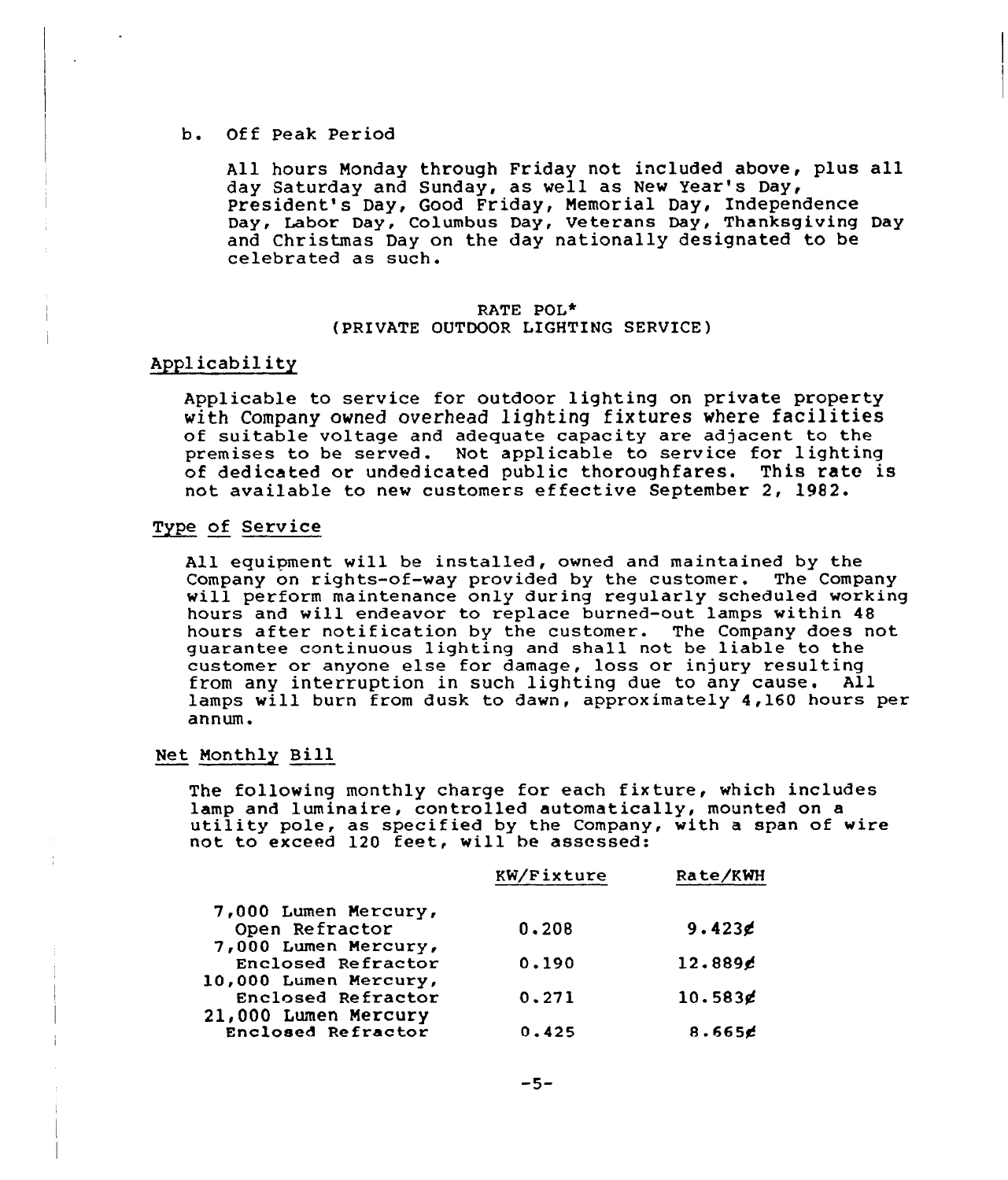b. Off Peak Period

All hours Monday through Friday not included above, plus all day Saturday and Sunday, as well as New Year's Day, President's Day, Good Friday, Memorial Day, Independence Day, Labor Day, Columbus Day, Veterans Day, Thanksgiving Day and Christmas Day on the day nationally designated to be celebrated as such.

## RATE POL*
## (PRIVATE OUTDOOR LIGHTING SERVICE)

### Applicability

Applicable to service for outdoor lighting on private property with Company owned overhead lighting fixtures where facilities of suitable voltage and adequate capacity are adjacent to the premises to be served. Not applicable to service for lighting of dedicated or undedicated public thoroughfares. This rate is not available to new customers effective September 2, 1982.

### Type of Service

All equipment will be installed, owned and maintained by the Company on rights-of-way provided by the customer. The Company will perform maintenance only during regularly scheduled working hours and will endeavor to replace burned-out lamps within 48 hours after notification by the customer. The Company does not guarantee continuous lighting and shall not be liable to the customer or anyone else for damage, loss or injury resulting from any interruption in such lighting due to any cause. All lamps will burn from dusk to dawn, approximately 4,160 hours per annum.

### Net Monthly Bill

The following monthly charge for each fixture, which includes lamp and luminaire, controlled automatically, mounted on a utility pole, as specified by the Company, with a span of wire not to exceed 120 feet, will be assessed:

| | KW/Fixture | Rate/KWH |
|---|---|---|
| 7,000 Lumen Mercury, Open Refractor | 0.208 | 9.423¢ |
| 7,000 Lumen Mercury, Enclosed Refractor | 0.190 | 12.889¢ |
| 10,000 Lumen Mercury, Enclosed Refractor | 0.271 | 10.583¢ |
| 21,000 Lumen Mercury Enclosed Refractor | 0.425 | 8.665¢ |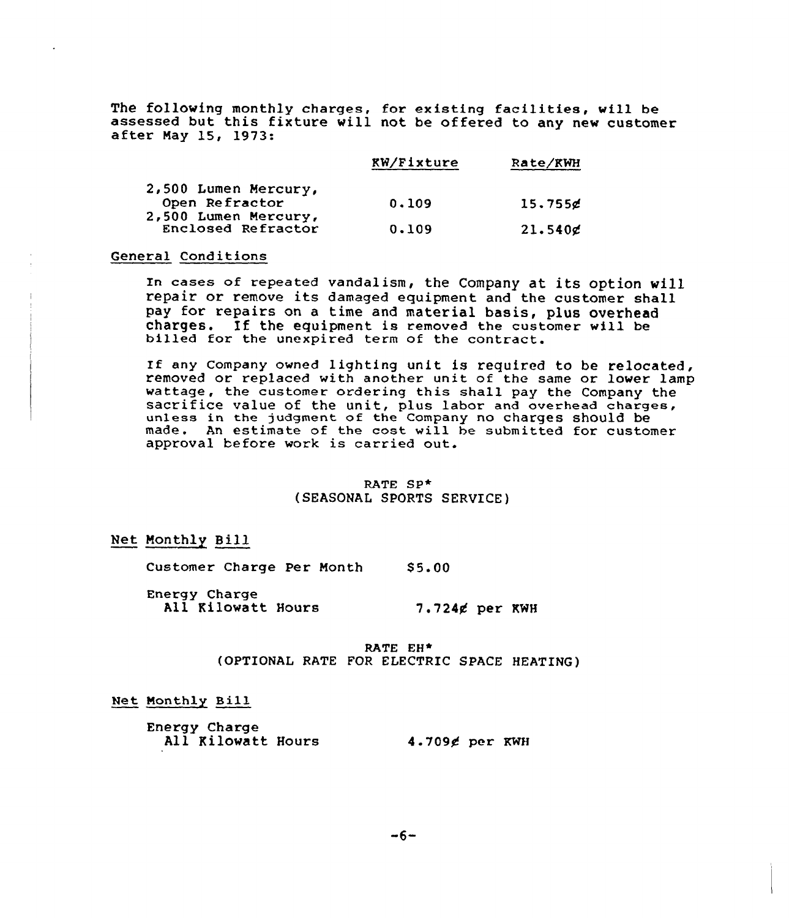The following monthly charges, for existing facilities, will be assessed but this fixture will not be offered to any new customer after May 15, 1973:

| | KW/Fixture | Rate/KWH |
|---|---|---|
| 2,500 Lumen Mercury, Open Refractor | 0.109 | 15.755¢ |
| 2,500 Lumen Mercury, Enclosed Refractor | 0.109 | 21.540¢ |

General Conditions

In cases of repeated vandalism, the Company at its option will repair or remove its damaged equipment and the customer shall pay for repairs on a time and material basis, plus overhead charges. If the equipment is removed the customer will be billed for the unexpired term of the contract.

If any Company owned lighting unit is required to be relocated, removed or replaced with another unit of the same or lower lamp wattage, the customer ordering this shall pay the Company the sacrifice value of the unit, plus labor and overhead charges, unless in the judgment of the Company no charges should be made. An estimate of the cost will be submitted for customer approval before work is carried out.

## RATE SP* (SEASONAL SPORTS SERVICE)

Net Monthly Bill

| | |
|---|---|
| Customer Charge Per Month | $5.00 |
| Energy Charge All Kilowatt Hours | 7.724¢ per KWH |

## RATE EH* (OPTIONAL RATE FOR ELECTRIC SPACE HEATING)

Net Monthly Bill

| | |
|---|---|
| Energy Charge All Kilowatt Hours | 4.709¢ per KWH |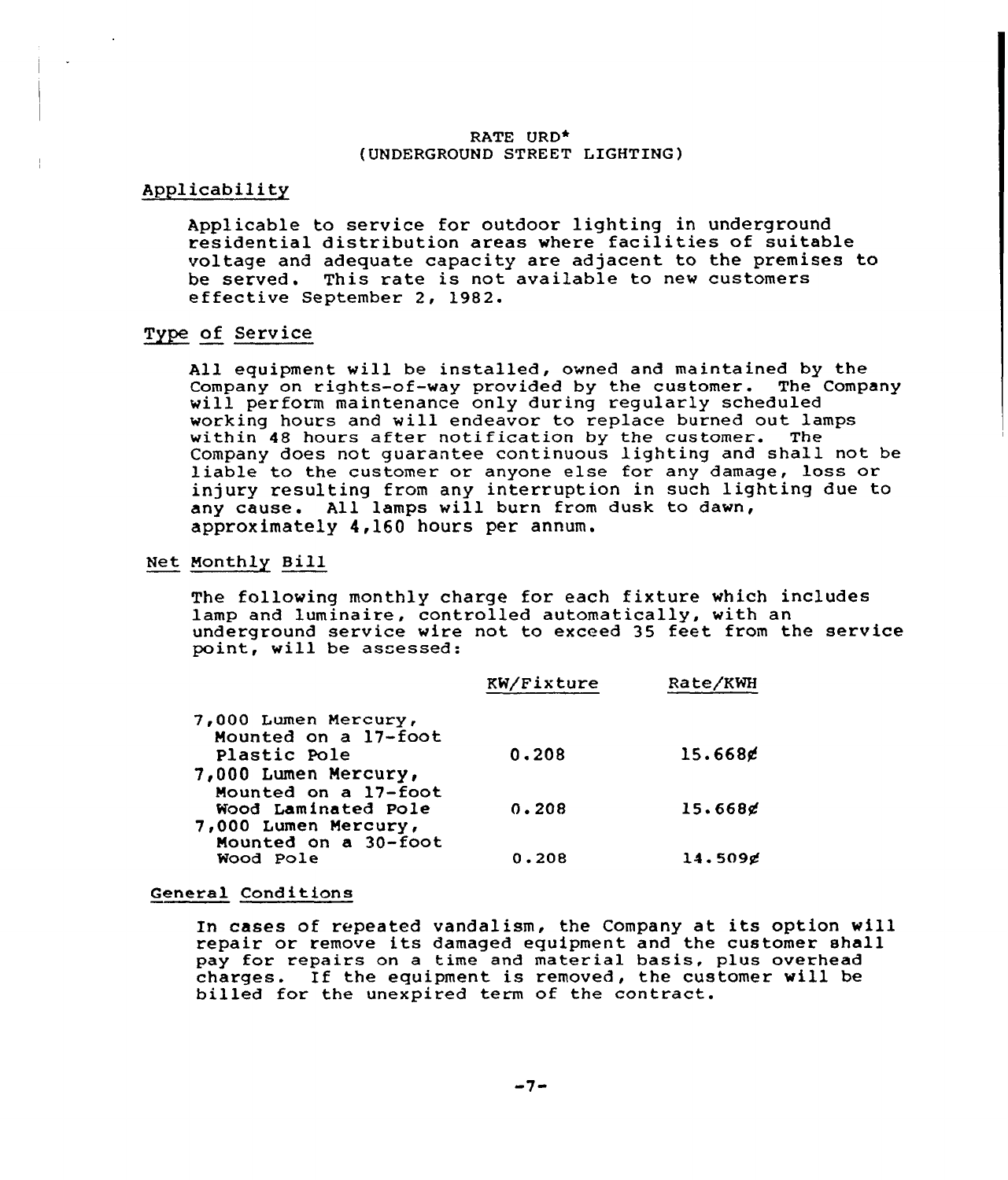# RATE URD*
## (UNDERGROUND STREET LIGHTING)

### Applicability

Applicable to service for outdoor lighting in underground residential distribution areas where facilities of suitable voltage and adequate capacity are adjacent to the premises to be served. This rate is not available to new customers effective September 2, 1982.

### Type of Service

All equipment will be installed, owned and maintained by the Company on rights-of-way provided by the customer. The Company will perform maintenance only during regularly scheduled working hours and will endeavor to replace burned out lamps within 48 hours after notification by the customer. The Company does not guarantee continuous lighting and shall not be liable to the customer or anyone else for any damage, loss or injury resulting from any interruption in such lighting due to any cause. All lamps will burn from dusk to dawn, approximately 4,160 hours per annum.

### Net Monthly Bill

The following monthly charge for each fixture which includes lamp and luminaire, controlled automatically, with an underground service wire not to exceed 35 feet from the service point, will be assessed:

| | KW/Fixture | Rate/KWH |
|---|---|---|
| 7,000 Lumen Mercury, Mounted on a 17-foot Plastic Pole | 0.208 | 15.668¢ |
| 7,000 Lumen Mercury, Mounted on a 17-foot Wood Laminated Pole | 0.208 | 15.668¢ |
| 7,000 Lumen Mercury, Mounted on a 30-foot Wood Pole | 0.208 | 14.509¢ |

### General Conditions

In cases of repeated vandalism, the Company at its option will repair or remove its damaged equipment and the customer shall pay for repairs on a time and material basis, plus overhead charges. If the equipment is removed, the customer will be billed for the unexpired term of the contract.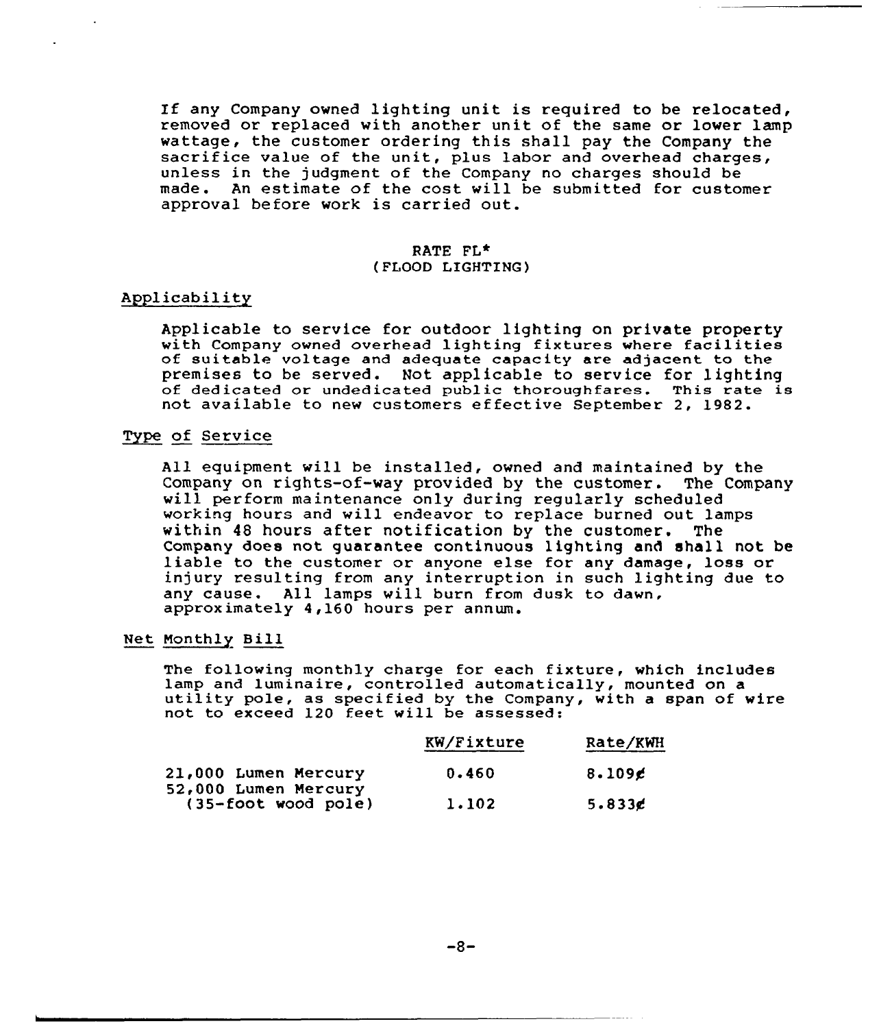If any Company owned lighting unit is required to be relocated, removed or replaced with another unit of the same or lower lamp wattage, the customer ordering this shall pay the Company the sacrifice value of the unit, plus labor and overhead charges, unless in the judgment of the Company no charges should be made. An estimate of the cost will be submitted for customer approval before work is carried out.

## RATE FL*
## (FLOOD LIGHTING)

### Applicability

Applicable to service for outdoor lighting on private property with Company owned overhead lighting fixtures where facilities of suitable voltage and adequate capacity are adjacent to the premises to be served. Not applicable to service for lighting of dedicated or undedicated public thoroughfares. This rate is not available to new customers effective September 2, 1982.

### Type of Service

All equipment will be installed, owned and maintained by the Company on rights-of-way provided by the customer. The Company will perform maintenance only during regularly scheduled working hours and will endeavor to replace burned out lamps within 48 hours after notification by the customer. The Company does not guarantee continuous lighting and shall not be liable to the customer or anyone else for any damage, loss or injury resulting from any interruption in such lighting due to any cause. All lamps will burn from dusk to dawn, approximately 4,160 hours per annum.

### Net Monthly Bill

The following monthly charge for each fixture, which includes lamp and luminaire, controlled automatically, mounted on a utility pole, as specified by the Company, with a span of wire not to exceed 120 feet will be assessed:

| | KW/Fixture | Rate/KWH |
|---|---|---|
| 21,000 Lumen Mercury | 0.460 | 8.109¢ |
| 52,000 Lumen Mercury (35-foot wood pole) | 1.102 | 5.833¢ |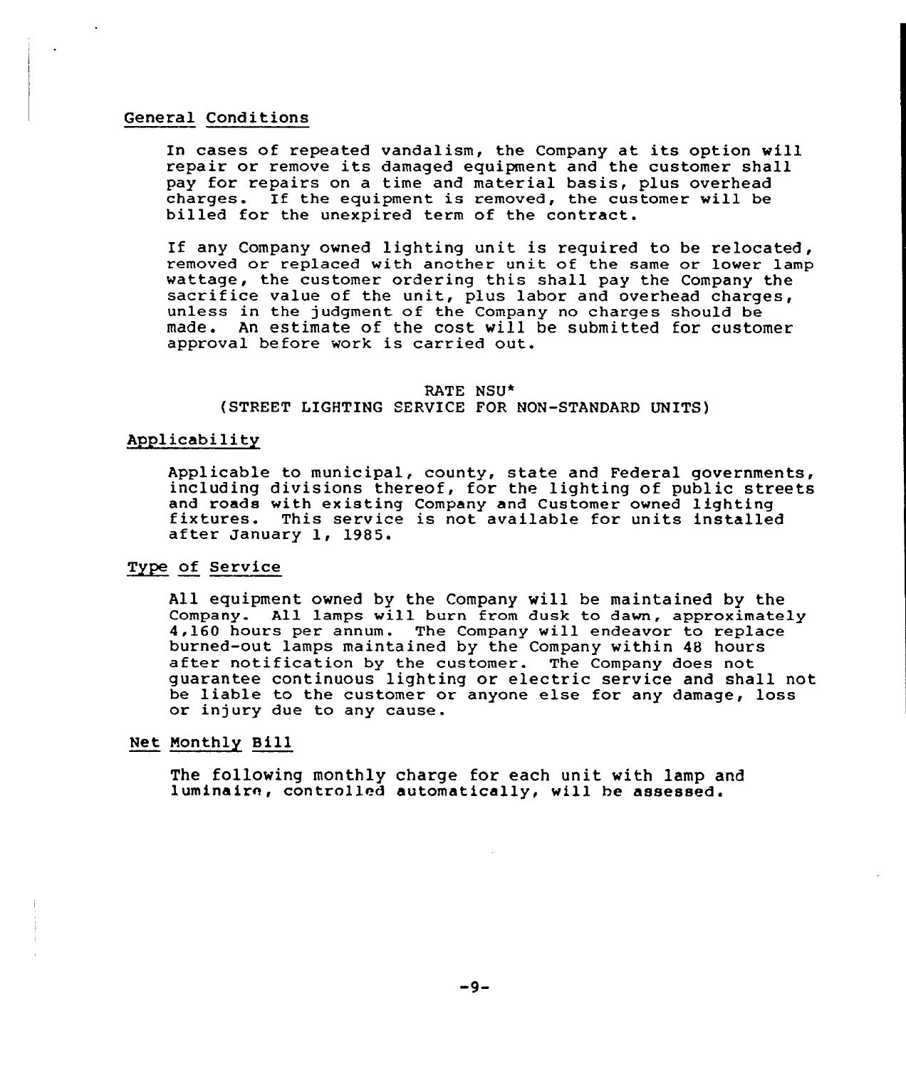## General Conditions

In cases of repeated vandalism, the Company at its option will repair or remove its damaged equipment and the customer shall pay for repairs on a time and material basis, plus overhead charges. If the equipment is removed, the customer will be billed for the unexpired term of the contract.

If any Company owned lighting unit is required to be relocated, removed or replaced with another unit of the same or lower lamp wattage, the customer ordering this shall pay the Company the sacrifice value of the unit, plus labor and overhead charges, unless in the judgment of the Company no charges should be made. An estimate of the cost will be submitted for customer approval before work is carried out.

# RATE NSU*
## (STREET LIGHTING SERVICE FOR NON-STANDARD UNITS)

## Applicability

Applicable to municipal, county, state and Federal governments, including divisions thereof, for the lighting of public streets and roads with existing Company and Customer owned lighting fixtures. This service is not available for units installed after January 1, 1985.

## Type of Service

All equipment owned by the Company will be maintained by the Company. All lamps will burn from dusk to dawn, approximately 4,160 hours per annum. The Company will endeavor to replace burned-out lamps maintained by the Company within 48 hours after notification by the customer. The Company does not guarantee continuous lighting or electric service and shall not be liable to the customer or anyone else for any damage, loss or injury due to any cause.

## Net Monthly Bill

The following monthly charge for each unit with lamp and luminaire, controlled automatically, will be assessed.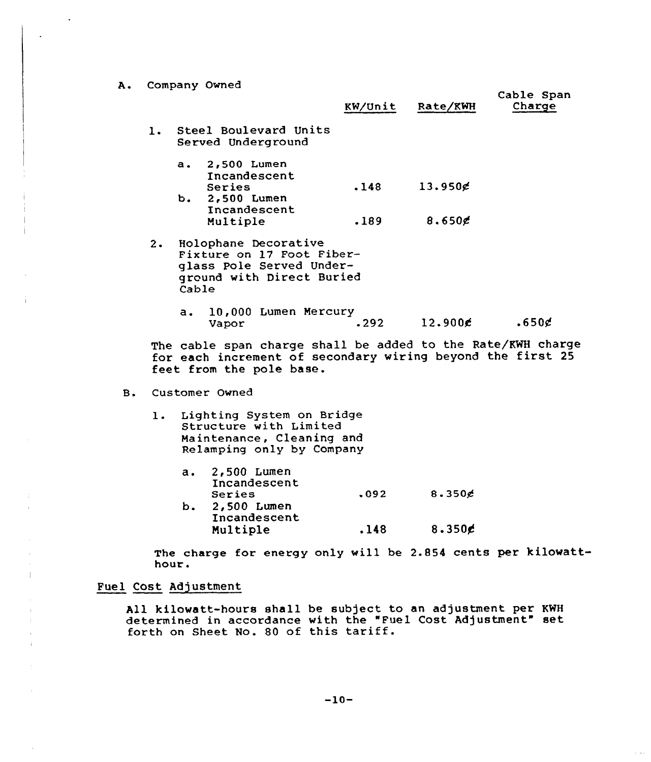A. Company Owned

| | KW/Unit | Rate/KWH | Cable Span Charge |
|---|---|---|---|
| 1. Steel Boulevard Units Served Underground | | | |
| a. 2,500 Lumen Incandescent Series | .148 | 13.950¢ | |
| b. 2,500 Lumen Incandescent Multiple | .189 | 8.650¢ | |
| 2. Holophane Decorative Fixture on 17 Foot Fiber-glass Pole Served Under-ground with Direct Buried Cable | | | |
| a. 10,000 Lumen Mercury Vapor | .292 | 12.900¢ | .650¢ |

The cable span charge shall be added to the Rate/KWH charge for each increment of secondary wiring beyond the first 25 feet from the pole base.

B. Customer Owned

| | KW/Unit | Rate/KWH |
|---|---|---|
| 1. Lighting System on Bridge Structure with Limited Maintenance, Cleaning and Relamping only by Company | | |
| a. 2,500 Lumen Incandescent Series | .092 | 8.350¢ |
| b. 2,500 Lumen Incandescent Multiple | .148 | 8.350¢ |

The charge for energy only will be 2.854 cents per kilowatt-hour.

## Fuel Cost Adjustment

All kilowatt-hours shall be subject to an adjustment per KWH determined in accordance with the "Fuel Cost Adjustment" set forth on Sheet No. 80 of this tariff.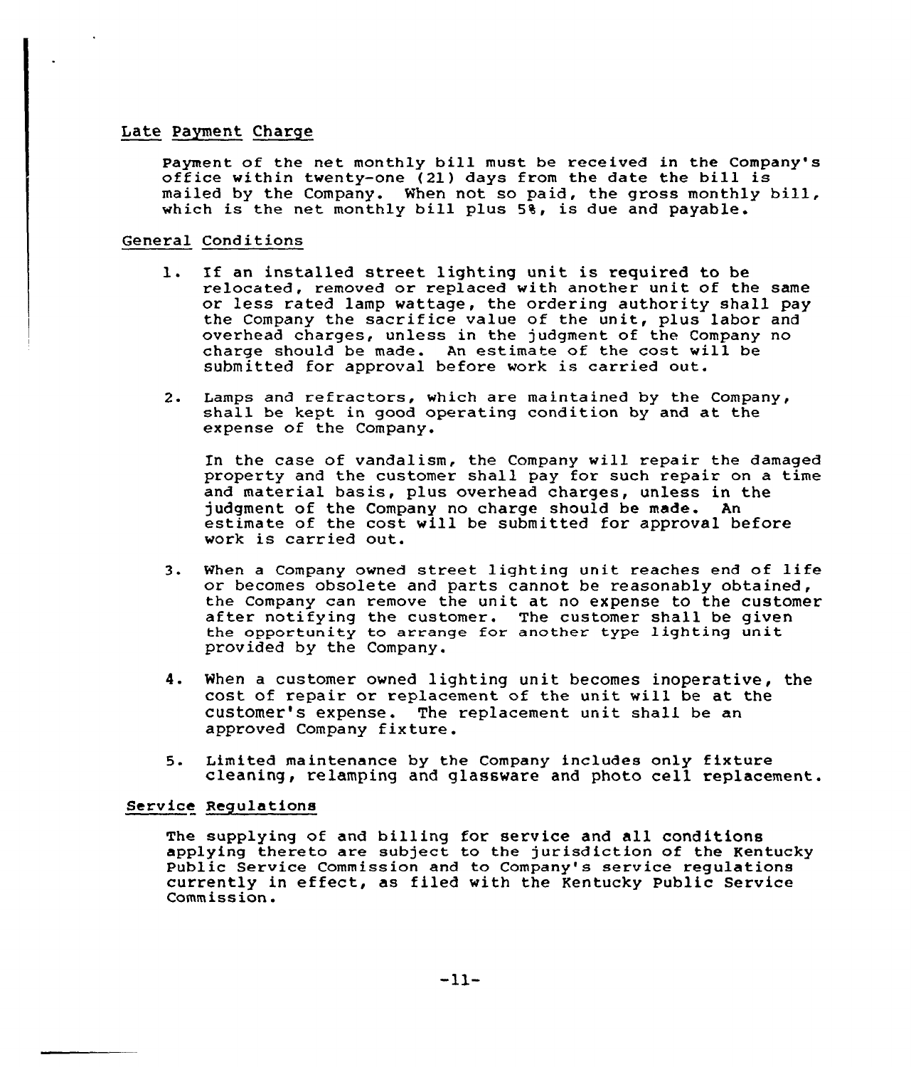## Late Payment Charge

Payment of the net monthly bill must be received in the Company's office within twenty-one (21) days from the date the bill is mailed by the Company. When not so paid, the gross monthly bill, which is the net monthly bill plus 5%, is due and payable.

## General Conditions

1. If an installed street lighting unit is required to be relocated, removed or replaced with another unit of the same or less rated lamp wattage, the ordering authority shall pay the Company the sacrifice value of the unit, plus labor and overhead charges, unless in the judgment of the Company no charge should be made. An estimate of the cost will be submitted for approval before work is carried out.

2. Lamps and refractors, which are maintained by the Company, shall be kept in good operating condition by and at the expense of the Company.

   In the case of vandalism, the Company will repair the damaged property and the customer shall pay for such repair on a time and material basis, plus overhead charges, unless in the judgment of the Company no charge should be made. An estimate of the cost will be submitted for approval before work is carried out.

3. When a Company owned street lighting unit reaches end of life or becomes obsolete and parts cannot be reasonably obtained, the Company can remove the unit at no expense to the customer after notifying the customer. The customer shall be given the opportunity to arrange for another type lighting unit provided by the Company.

4. When a customer owned lighting unit becomes inoperative, the cost of repair or replacement of the unit will be at the customer's expense. The replacement unit shall be an approved Company fixture.

5. Limited maintenance by the Company includes only fixture cleaning, relamping and glassware and photo cell replacement.

## Service Regulations

The supplying of and billing for service and all conditions applying thereto are subject to the jurisdiction of the Kentucky Public Service Commission and to Company's service regulations currently in effect, as filed with the Kentucky Public Service Commission.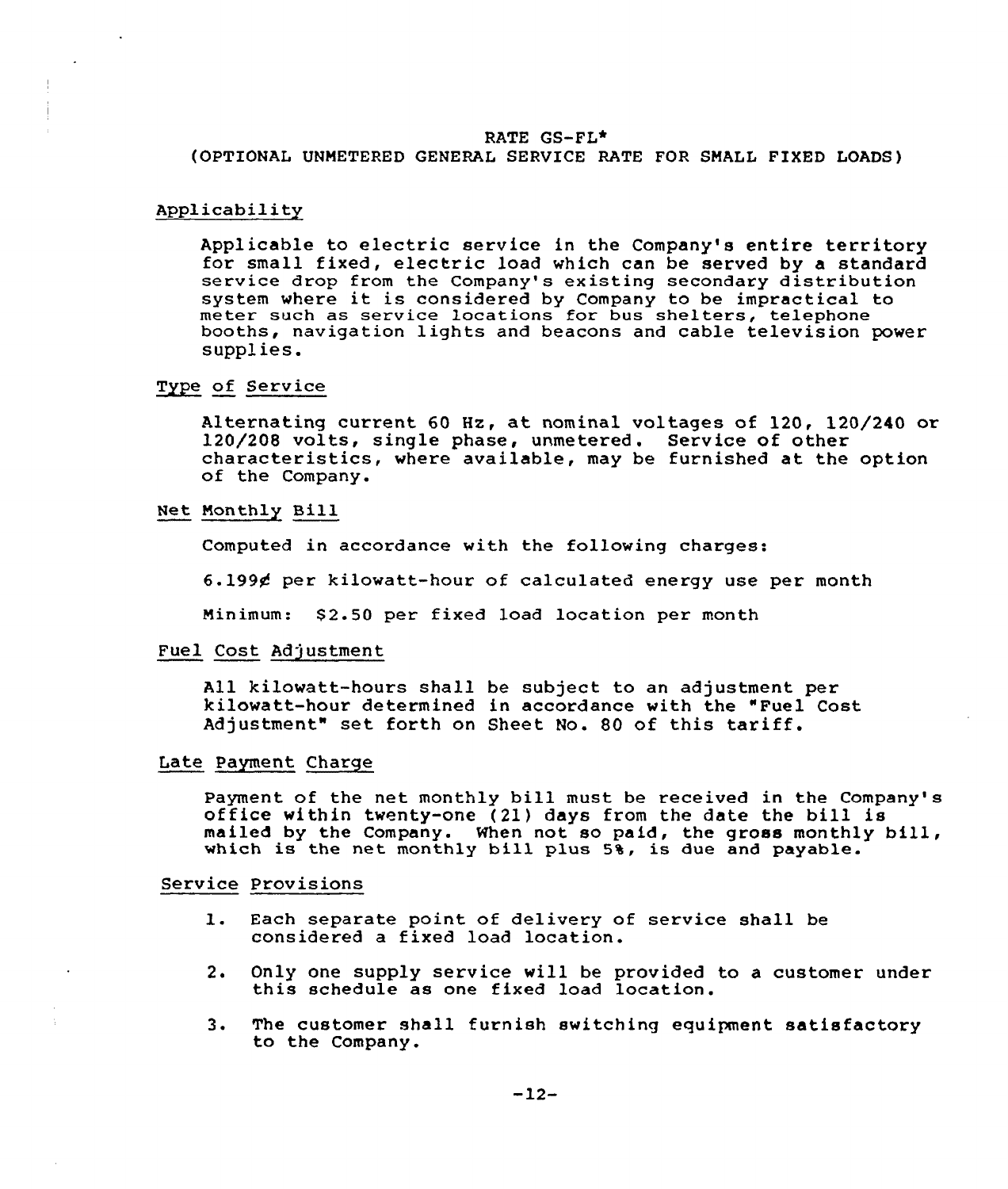RATE GS-FL*
(OPTIONAL UNMETERED GENERAL SERVICE RATE FOR SMALL FIXED LOADS)

## Applicability

Applicable to electric service in the Company's entire territory for small fixed, electric load which can be served by a standard service drop from the Company's existing secondary distribution system where it is considered by Company to be impractical to meter such as service locations for bus shelters, telephone booths, navigation lights and beacons and cable television power supplies.

## Type of Service

Alternating current 60 Hz, at nominal voltages of 120, 120/240 or 120/208 volts, single phase, unmetered. Service of other characteristics, where available, may be furnished at the option of the Company.

## Net Monthly Bill

Computed in accordance with the following charges:

6.199¢ per kilowatt-hour of calculated energy use per month

Minimum: $2.50 per fixed load location per month

## Fuel Cost Adjustment

All kilowatt-hours shall be subject to an adjustment per kilowatt-hour determined in accordance with the "Fuel Cost Adjustment" set forth on Sheet No. 80 of this tariff.

## Late Payment Charge

Payment of the net monthly bill must be received in the Company's office within twenty-one (21) days from the date the bill is mailed by the Company. When not so paid, the gross monthly bill, which is the net monthly bill plus 5%, is due and payable.

## Service Provisions

1. Each separate point of delivery of service shall be considered a fixed load location.
2. Only one supply service will be provided to a customer under this schedule as one fixed load location.
3. The customer shall furnish switching equipment satisfactory to the Company.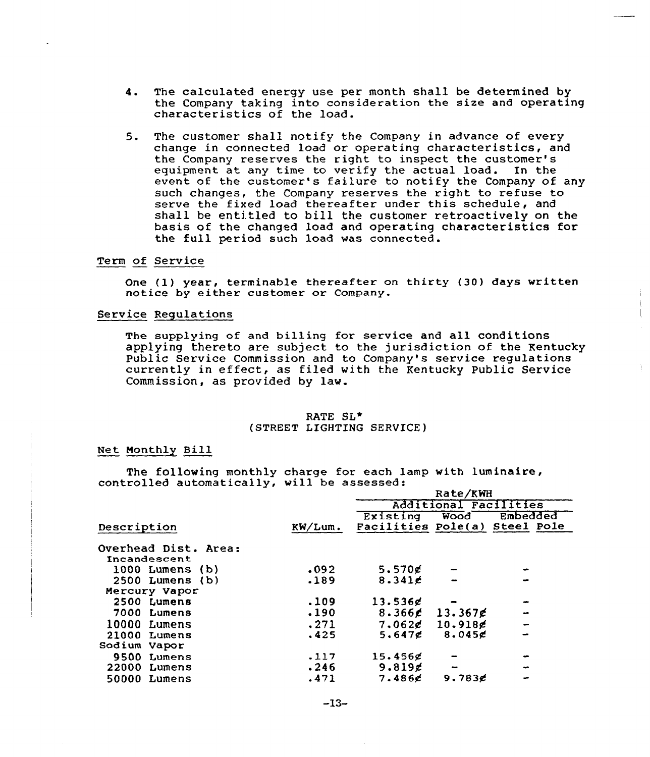4. The calculated energy use per month shall be determined by the Company taking into consideration the size and operating characteristics of the load.

5. The customer shall notify the Company in advance of every change in connected load or operating characteristics, and the Company reserves the right to inspect the customer's equipment at any time to verify the actual load. In the event of the customer's failure to notify the Company of any such changes, the Company reserves the right to refuse to serve the fixed load thereafter under this schedule, and shall be entitled to bill the customer retroactively on the basis of the changed load and operating characteristics for the full period such load was connected.

Term of Service

One (1) year, terminable thereafter on thirty (30) days written notice by either customer or Company.

Service Regulations

The supplying of and billing for service and all conditions applying thereto are subject to the jurisdiction of the Kentucky Public Service Commission and to Company's service regulations currently in effect, as filed with the Kentucky Public Service Commission, as provided by law.

## RATE SL*
## (STREET LIGHTING SERVICE)

Net Monthly Bill

The following monthly charge for each lamp with luminaire, controlled automatically, will be assessed:

| Description | KW/Lum. | Rate/KWH | | |
|---|---|---|---|---|
| | | | Additional Facilities | |
| | | Existing Facilities | Wood Pole(a) | Embedded Steel Pole |
| Overhead Dist. Area: | | | | |
| Incandescent | | | | |
| 1000 Lumens (b) | .092 | 5.570¢ | - | - |
| 2500 Lumens (b) | .189 | 8.341¢ | - | - |
| Mercury Vapor | | | | |
| 2500 Lumens | .109 | 13.536¢ | - | - |
| 7000 Lumens | .190 | 8.366¢ | 13.367¢ | - |
| 10000 Lumens | .271 | 7.062¢ | 10.918¢ | - |
| 21000 Lumens | .425 | 5.647¢ | 8.045¢ | - |
| Sodium Vapor | | | | |
| 9500 Lumens | .117 | 15.456¢ | - | - |
| 22000 Lumens | .246 | 9.819¢ | - | - |
| 50000 Lumens | .471 | 7.486¢ | 9.783¢ | - |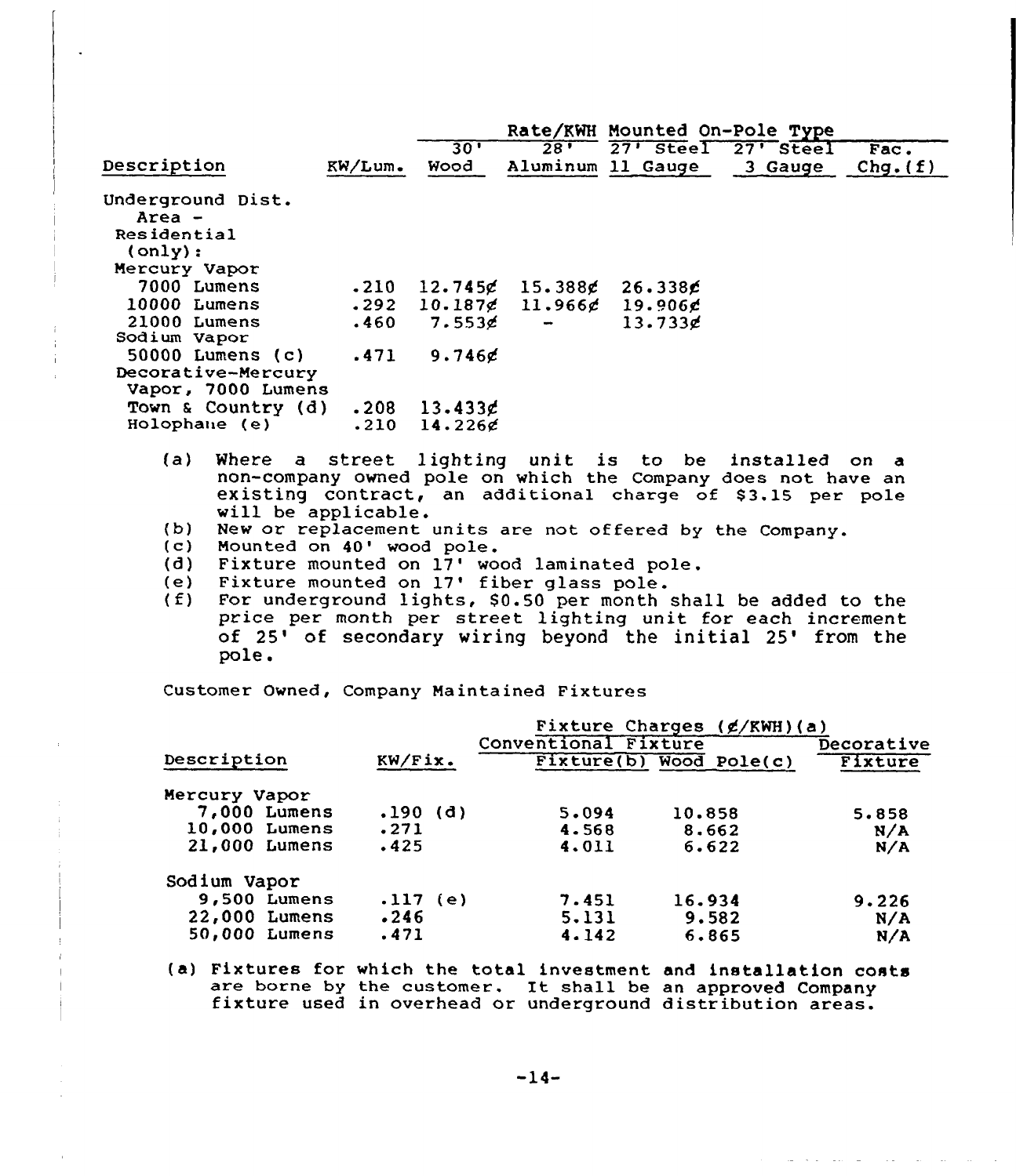| Description | KW/Lum. | Rate/KWH Mounted On-Pole Type | | | | |
|---|---|---|---|---|---|---|
| | | 30' Wood | 28' Aluminum | 27' Steel 11 Gauge | 27' Steel 3 Gauge | Fac. Chg.(f) |
| Underground Dist. Area - Residential (only): | | | | | | |
| Mercury Vapor | | | | | | |
| 7000 Lumens | .210 | 12.745¢ | 15.388¢ | 26.338¢ | | |
| 10000 Lumens | .292 | 10.187¢ | 11.966¢ | 19.906¢ | | |
| 21000 Lumens | .460 | 7.553¢ | - | 13.733¢ | | |
| Sodium Vapor | | | | | | |
| 50000 Lumens (c) | .471 | 9.746¢ | | | | |
| Decorative-Mercury Vapor, 7000 Lumens | | | | | | |
| Town & Country (d) | .208 | 13.433¢ | | | | |
| Holophane (e) | .210 | 14.226¢ | | | | |

(a) Where a street lighting unit is to be installed on a non-company owned pole on which the Company does not have an existing contract, an additional charge of $3.15 per pole will be applicable.

(b) New or replacement units are not offered by the Company.

(c) Mounted on 40' wood pole.

(d) Fixture mounted on 17' wood laminated pole.

(e) Fixture mounted on 17' fiber glass pole.

(f) For underground lights, $0.50 per month shall be added to the price per month per street lighting unit for each increment of 25' of secondary wiring beyond the initial 25' from the pole.

Customer Owned, Company Maintained Fixtures

| Description | KW/Fix. | Fixture Charges (¢/KWH)(a) | | |
|---|---|---|---|---|
| | | Conventional Fixture | | Decorative |
| | | Fixture(b) | Wood Pole(c) | Fixture |
| Mercury Vapor | | | | |
| 7,000 Lumens | .190 (d) | 5.094 | 10.858 | 5.858 |
| 10,000 Lumens | .271 | 4.568 | 8.662 | N/A |
| 21,000 Lumens | .425 | 4.011 | 6.622 | N/A |
| Sodium Vapor | | | | |
| 9,500 Lumens | .117 (e) | 7.451 | 16.934 | 9.226 |
| 22,000 Lumens | .246 | 5.131 | 9.582 | N/A |
| 50,000 Lumens | .471 | 4.142 | 6.865 | N/A |

(a) Fixtures for which the total investment and installation costs are borne by the customer. It shall be an approved Company fixture used in overhead or underground distribution areas.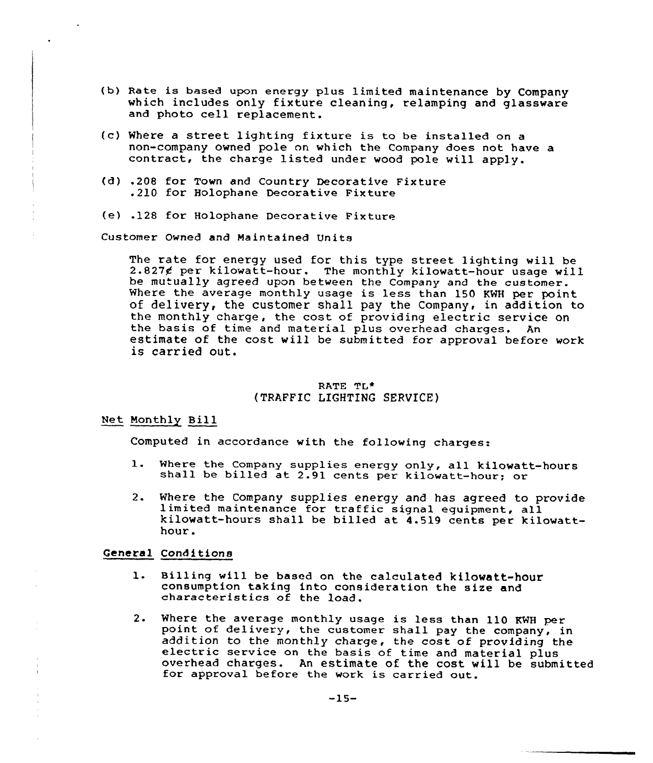(b) Rate is based upon energy plus limited maintenance by Company which includes only fixture cleaning, relamping and glassware and photo cell replacement.

(c) Where a street lighting fixture is to be installed on a non-company owned pole on which the Company does not have a contract, the charge listed under wood pole will apply.

(d) .208 for Town and Country Decorative Fixture
.210 for Holophane Decorative Fixture

(e) .128 for Holophane Decorative Fixture

Customer Owned and Maintained Units

The rate for energy used for this type street lighting will be 2.827¢ per kilowatt-hour. The monthly kilowatt-hour usage will be mutually agreed upon between the Company and the customer. Where the average monthly usage is less than 150 KWH per point of delivery, the customer shall pay the Company, in addition to the monthly charge, the cost of providing electric service on the basis of time and material plus overhead charges. An estimate of the cost will be submitted for approval before work is carried out.

## RATE TL*
## (TRAFFIC LIGHTING SERVICE)

Net Monthly Bill

Computed in accordance with the following charges:

1. Where the Company supplies energy only, all kilowatt-hours shall be billed at 2.91 cents per kilowatt-hour; or

2. Where the Company supplies energy and has agreed to provide limited maintenance for traffic signal equipment, all kilowatt-hours shall be billed at 4.519 cents per kilowatt-hour.

General Conditions

1. Billing will be based on the calculated kilowatt-hour consumption taking into consideration the size and characteristics of the load.

2. Where the average monthly usage is less than 110 KWH per point of delivery, the customer shall pay the company, in addition to the monthly charge, the cost of providing the electric service on the basis of time and material plus overhead charges. An estimate of the cost will be submitted for approval before the work is carried out.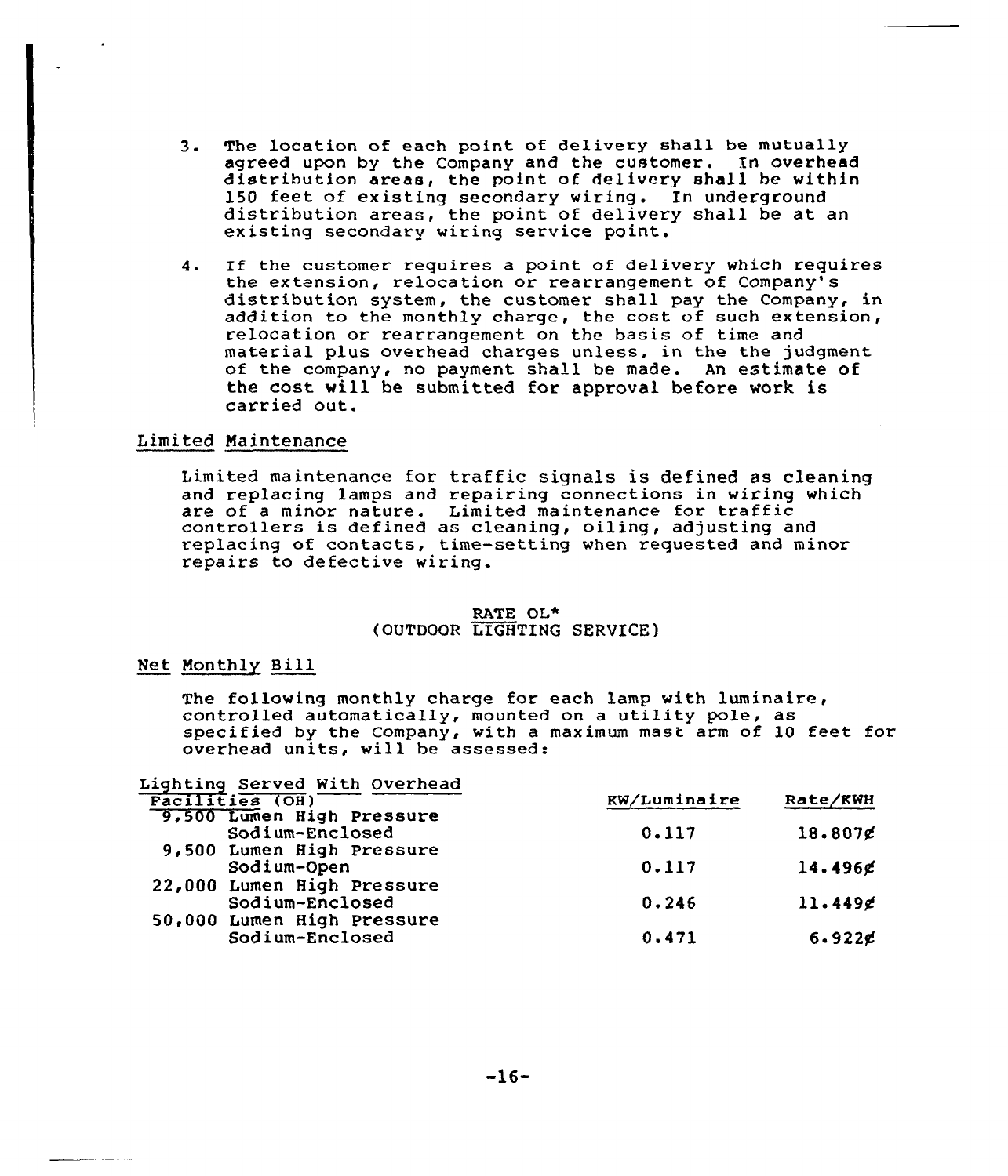3. The location of each point of delivery shall be mutually agreed upon by the Company and the customer. In overhead distribution areas, the point of delivery shall be within 150 feet of existing secondary wiring. In underground distribution areas, the point of delivery shall be at an existing secondary wiring service point.

4. If the customer requires a point of delivery which requires the extension, relocation or rearrangement of Company's distribution system, the customer shall pay the Company, in addition to the monthly charge, the cost of such extension, relocation or rearrangement on the basis of time and material plus overhead charges unless, in the the judgment of the company, no payment shall be made. An estimate of the cost will be submitted for approval before work is carried out.

## Limited Maintenance

Limited maintenance for traffic signals is defined as cleaning and replacing lamps and repairing connections in wiring which are of a minor nature. Limited maintenance for traffic controllers is defined as cleaning, oiling, adjusting and replacing of contacts, time-setting when requested and minor repairs to defective wiring.

## RATE OL*
## (OUTDOOR LIGHTING SERVICE)

## Net Monthly Bill

The following monthly charge for each lamp with luminaire, controlled automatically, mounted on a utility pole, as specified by the Company, with a maximum mast arm of 10 feet for overhead units, will be assessed:

| Lighting Served With Overhead Facilities (OH) | KW/Luminaire | Rate/KWH |
|---|---|---|
| 9,500 Lumen High Pressure Sodium-Enclosed | 0.117 | 18.807¢ |
| 9,500 Lumen High Pressure Sodium-Open | 0.117 | 14.496¢ |
| 22,000 Lumen High Pressure Sodium-Enclosed | 0.246 | 11.449¢ |
| 50,000 Lumen High Pressure Sodium-Enclosed | 0.471 | 6.922¢ |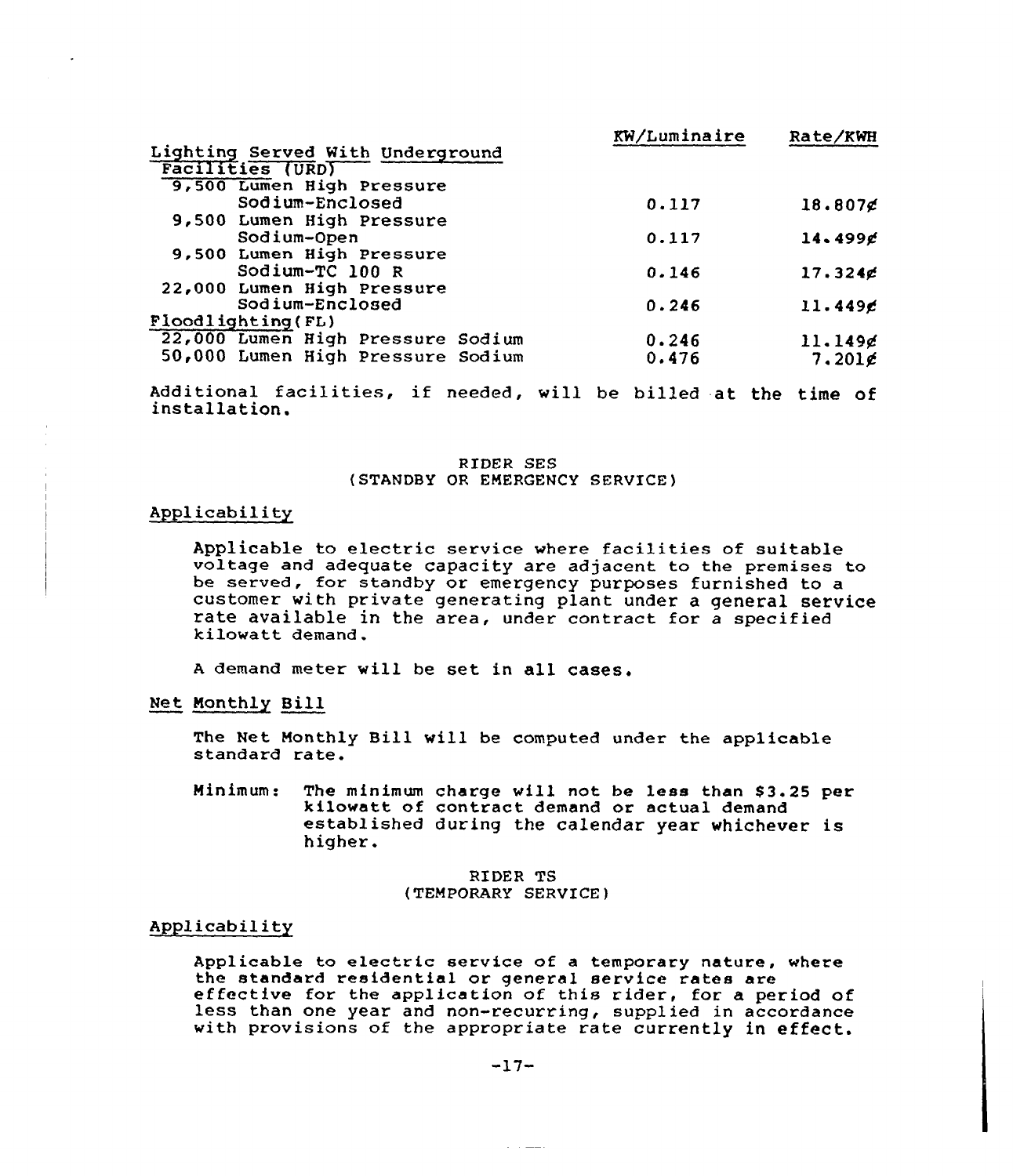| | KW/Luminaire | Rate/KWH |
|---|---|---|
| Lighting Served With Underground Facilities (URD) | | |
| 9,500 Lumen High Pressure Sodium-Enclosed | 0.117 | 18.807¢ |
| 9,500 Lumen High Pressure Sodium-Open | 0.117 | 14.499¢ |
| 9,500 Lumen High Pressure Sodium-TC 100 R | 0.146 | 17.324¢ |
| 22,000 Lumen High Pressure Sodium-Enclosed | 0.246 | 11.449¢ |
| Floodlighting(FL) | | |
| 22,000 Lumen High Pressure Sodium | 0.246 | 11.149¢ |
| 50,000 Lumen High Pressure Sodium | 0.476 | 7.201¢ |

Additional facilities, if needed, will be billed at the time of installation.

## RIDER SES
## (STANDBY OR EMERGENCY SERVICE)

### Applicability

Applicable to electric service where facilities of suitable voltage and adequate capacity are adjacent to the premises to be served, for standby or emergency purposes furnished to a customer with private generating plant under a general service rate available in the area, under contract for a specified kilowatt demand.

A demand meter will be set in all cases.

### Net Monthly Bill

The Net Monthly Bill will be computed under the applicable standard rate.

Minimum: The minimum charge will not be less than $3.25 per kilowatt of contract demand or actual demand established during the calendar year whichever is higher.

## RIDER TS
## (TEMPORARY SERVICE)

### Applicability

Applicable to electric service of a temporary nature, where the standard residential or general service rates are effective for the application of this rider, for a period of less than one year and non-recurring, supplied in accordance with provisions of the appropriate rate currently in effect.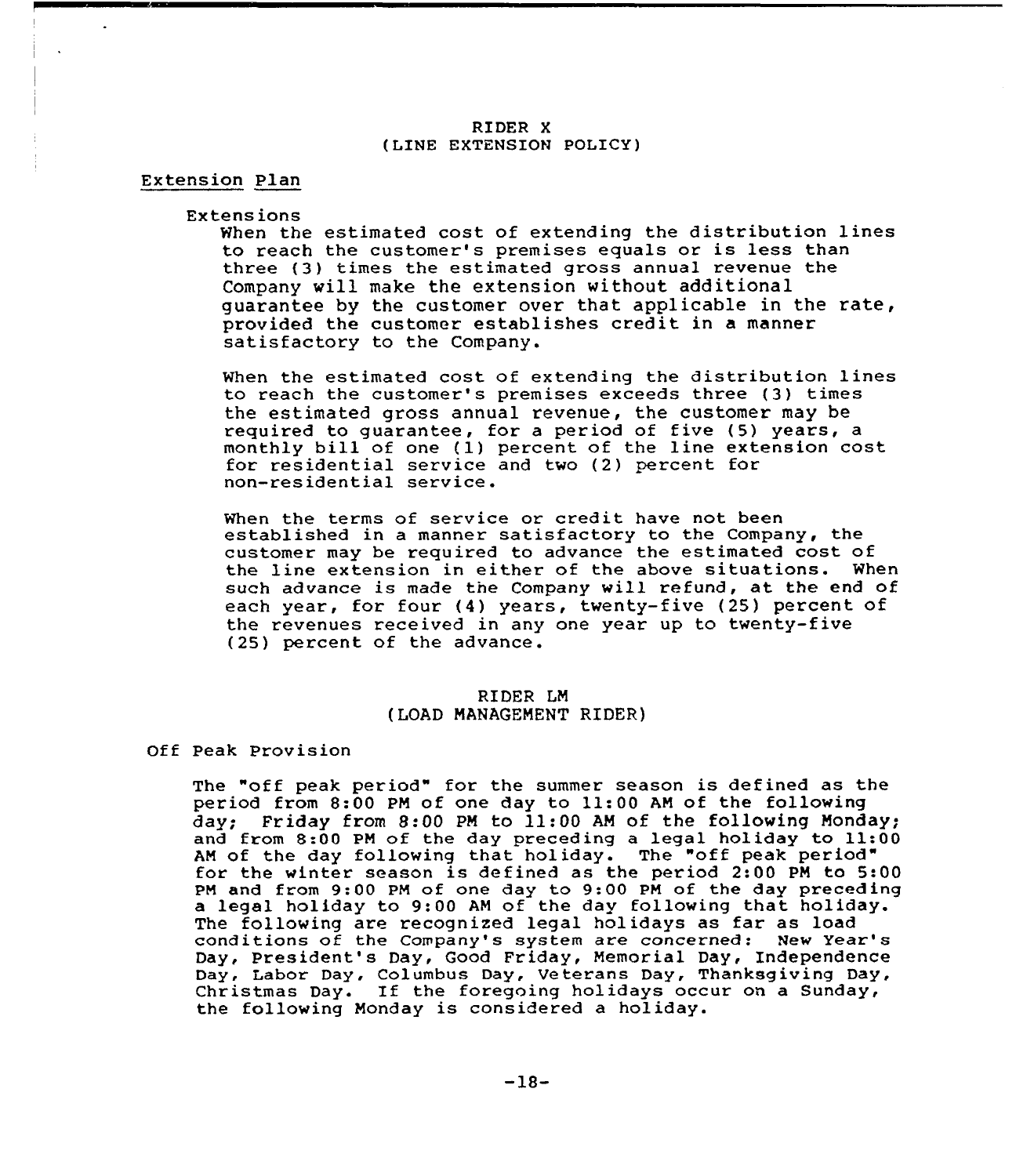## RIDER X
## (LINE EXTENSION POLICY)

### Extension Plan

Extensions

When the estimated cost of extending the distribution lines to reach the customer's premises equals or is less than three (3) times the estimated gross annual revenue the Company will make the extension without additional guarantee by the customer over that applicable in the rate, provided the customer establishes credit in a manner satisfactory to the Company.

When the estimated cost of extending the distribution lines to reach the customer's premises exceeds three (3) times the estimated gross annual revenue, the customer may be required to guarantee, for a period of five (5) years, a monthly bill of one (1) percent of the line extension cost for residential service and two (2) percent for non-residential service.

When the terms of service or credit have not been established in a manner satisfactory to the Company, the customer may be required to advance the estimated cost of the line extension in either of the above situations. When such advance is made the Company will refund, at the end of each year, for four (4) years, twenty-five (25) percent of the revenues received in any one year up to twenty-five (25) percent of the advance.

## RIDER LM
## (LOAD MANAGEMENT RIDER)

### Off Peak Provision

The "off peak period" for the summer season is defined as the period from 8:00 PM of one day to 11:00 AM of the following day; Friday from 8:00 PM to 11:00 AM of the following Monday; and from 8:00 PM of the day preceding a legal holiday to 11:00 AM of the day following that holiday. The "off peak period" for the winter season is defined as the period 2:00 PM to 5:00 PM and from 9:00 PM of one day to 9:00 PM of the day preceding a legal holiday to 9:00 AM of the day following that holiday. The following are recognized legal holidays as far as load conditions of the Company's system are concerned: New Year's Day, President's Day, Good Friday, Memorial Day, Independence Day, Labor Day, Columbus Day, Veterans Day, Thanksgiving Day, Christmas Day. If the foregoing holidays occur on a Sunday, the following Monday is considered a holiday.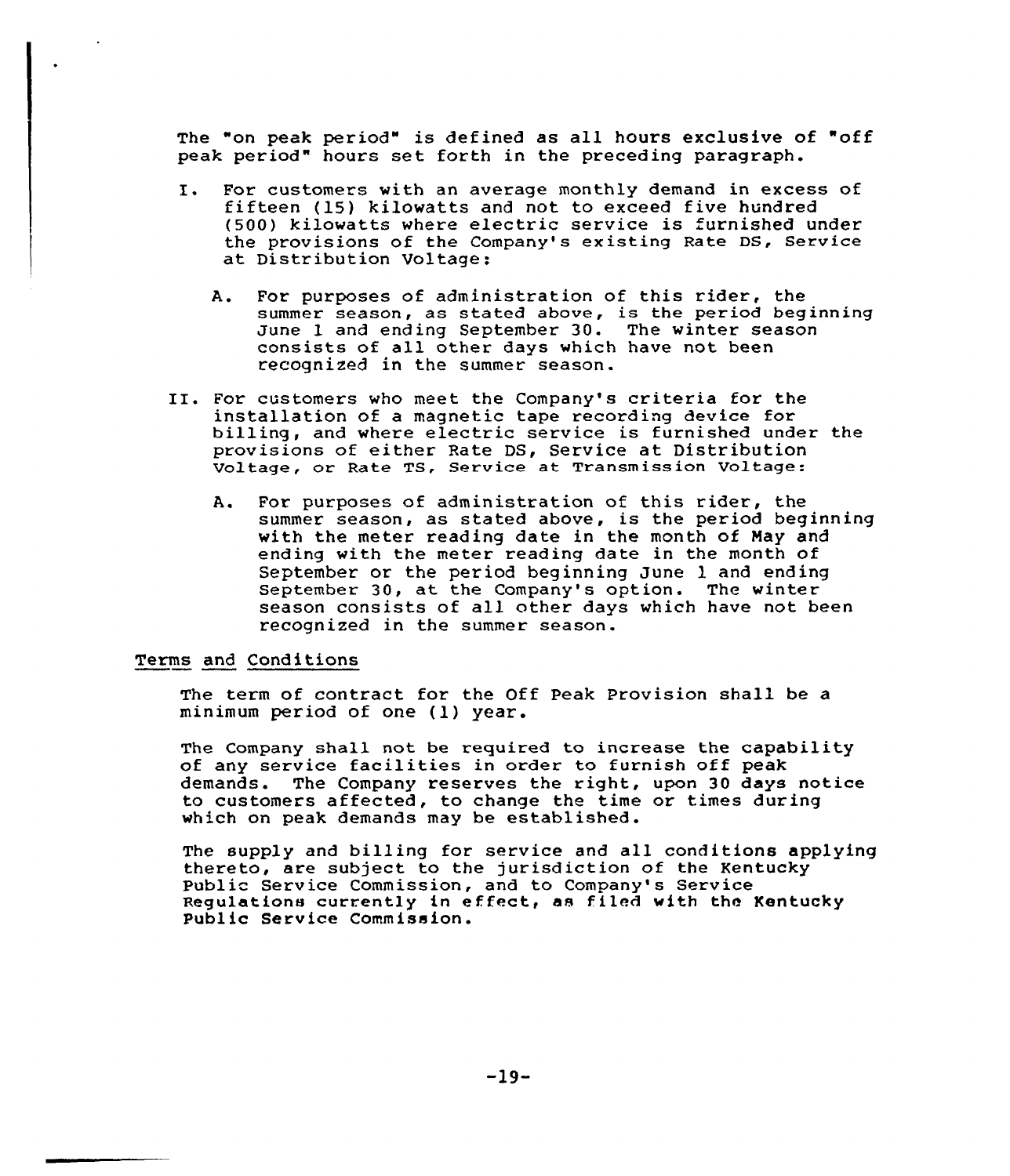The "on peak period" is defined as all hours exclusive of "off peak period" hours set forth in the preceding paragraph.

I. For customers with an average monthly demand in excess of fifteen (15) kilowatts and not to exceed five hundred (500) kilowatts where electric service is furnished under the provisions of the Company's existing Rate DS, Service at Distribution Voltage:

   A. For purposes of administration of this rider, the summer season, as stated above, is the period beginning June 1 and ending September 30. The winter season consists of all other days which have not been recognized in the summer season.

II. For customers who meet the Company's criteria for the installation of a magnetic tape recording device for billing, and where electric service is furnished under the provisions of either Rate DS, Service at Distribution Voltage, or Rate TS, Service at Transmission Voltage:

   A. For purposes of administration of this rider, the summer season, as stated above, is the period beginning with the meter reading date in the month of May and ending with the meter reading date in the month of September or the period beginning June 1 and ending September 30, at the Company's option. The winter season consists of all other days which have not been recognized in the summer season.

Terms and Conditions

The term of contract for the Off Peak Provision shall be a minimum period of one (1) year.

The Company shall not be required to increase the capability of any service facilities in order to furnish off peak demands. The Company reserves the right, upon 30 days notice to customers affected, to change the time or times during which on peak demands may be established.

The supply and billing for service and all conditions applying thereto, are subject to the jurisdiction of the Kentucky Public Service Commission, and to Company's Service Regulations currently in effect, as filed with the Kentucky Public Service Commission.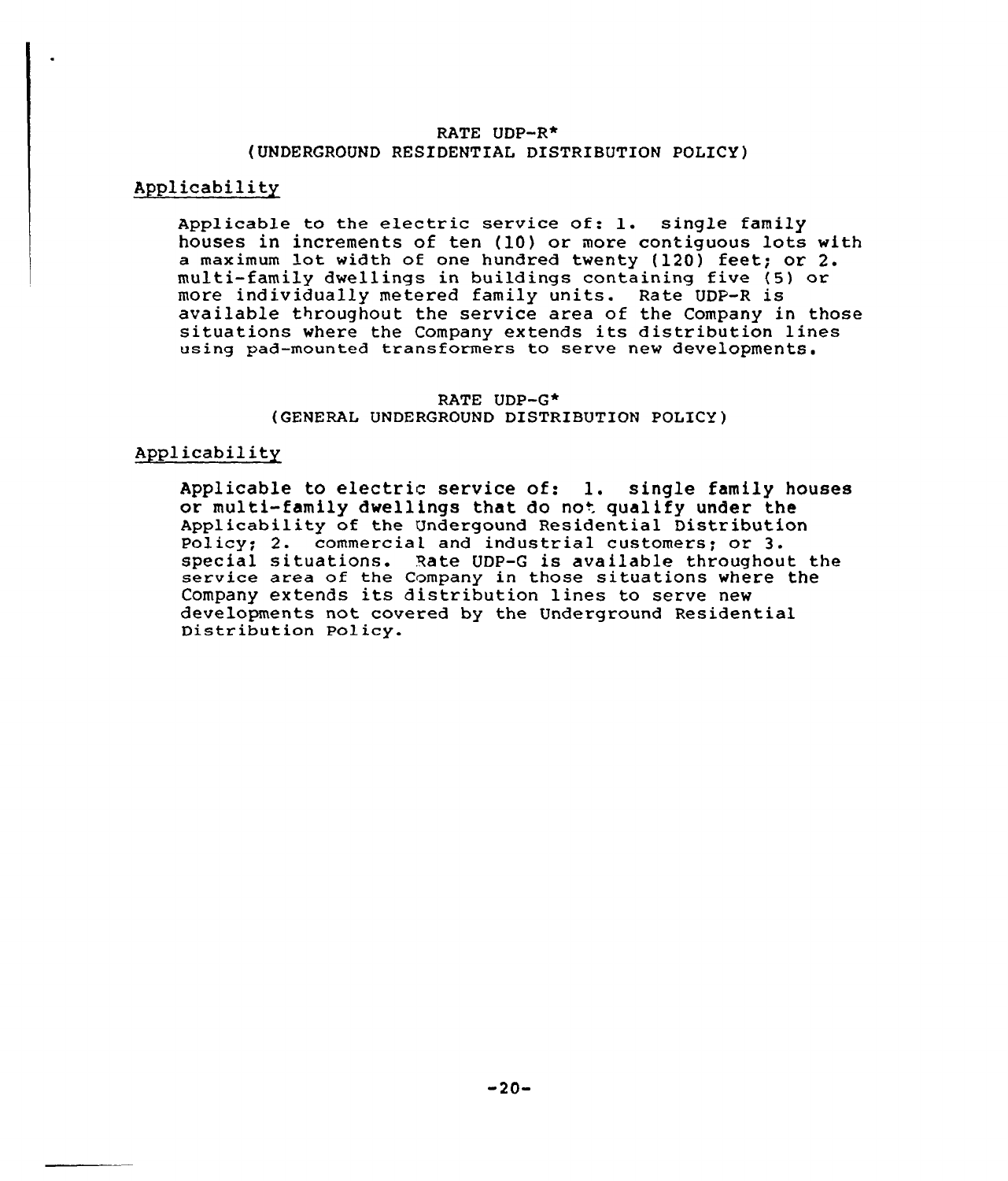## RATE UDP-R*
### (UNDERGROUND RESIDENTIAL DISTRIBUTION POLICY)

Applicability

Applicable to the electric service of: 1. single family houses in increments of ten (10) or more contiguous lots with a maximum lot width of one hundred twenty (120) feet; or 2. multi-family dwellings in buildings containing five (5) or more individually metered family units. Rate UDP-R is available throughout the service area of the Company in those situations where the Company extends its distribution lines using pad-mounted transformers to serve new developments.

## RATE UDP-G*
### (GENERAL UNDERGROUND DISTRIBUTION POLICY)

Applicability

Applicable to electric service of: 1. single family houses or multi-family dwellings that do not qualify under the Applicability of the Undergound Residential Distribution Policy; 2. commercial and industrial customers; or 3. special situations. Rate UDP-G is available throughout the service area of the Company in those situations where the Company extends its distribution lines to serve new developments not covered by the Underground Residential Distribution Policy.